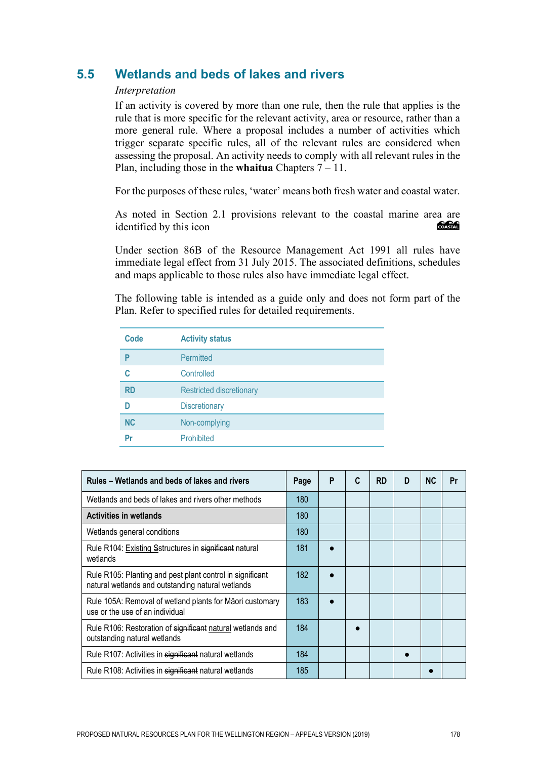## 5.5 Wetlands and beds of lakes and rivers

*Interpretation*

If an activity is covered by more than one rule, then the rule that applies is the rule that is more specific for the relevant activity, area or resource, rather than a more general rule. Where a proposal includes a number of activities which trigger separate specific rules, all of the relevant rules are considered when assessing the proposal. An activity needs to comply with all relevant rules in the Plan, including those in the **whaitua** Chapters 7 – 11.

For the purposes of these rules, 'water' means both fresh water and coastal water.

As noted in Section 2.1 provisions relevant to the coastal marine area are identified by this icon COASTAL

Under section 86B of the Resource Management Act 1991 all rules have immediate legal effect from 31 July 2015. The associated definitions, schedules and maps applicable to those rules also have immediate legal effect.

The following table is intended as a guide only and does not form part of the Plan. Refer to specified rules for detailed requirements.

| Code | Activity status |
|---|---|
| **P** | Permitted |
| **C** | Controlled |
| **RD** | Restricted discretionary |
| **D** | Discretionary |
| **NC** | Non-complying |
| **Pr** | Prohibited |

| Rules – Wetlands and beds of lakes and rivers | Page | P | C | RD | D | NC | Pr |
|---|---|---|---|---|---|---|---|
| Wetlands and beds of lakes and rivers other methods | 180 | | | | | | |
| **Activities in wetlands** | 180 | | | | | | |
| Wetlands general conditions | 180 | | | | | | |
| Rule R104: Existing Sstructures in ~~significant~~ natural wetlands | 181 | ● | | | | | |
| Rule R105: Planting and pest plant control in ~~significant~~ natural wetlands and outstanding natural wetlands | 182 | ● | | | | | |
| Rule 105A: Removal of wetland plants for Māori customary use or the use of an individual | 183 | ● | | | | | |
| Rule R106: Restoration of ~~significant~~ natural wetlands and outstanding natural wetlands | 184 | | ● | | | | |
| Rule R107: Activities in ~~significant~~ natural wetlands | 184 | | | | ● | | |
| Rule R108: Activities in ~~significant~~ natural wetlands | 185 | | | | | ● | |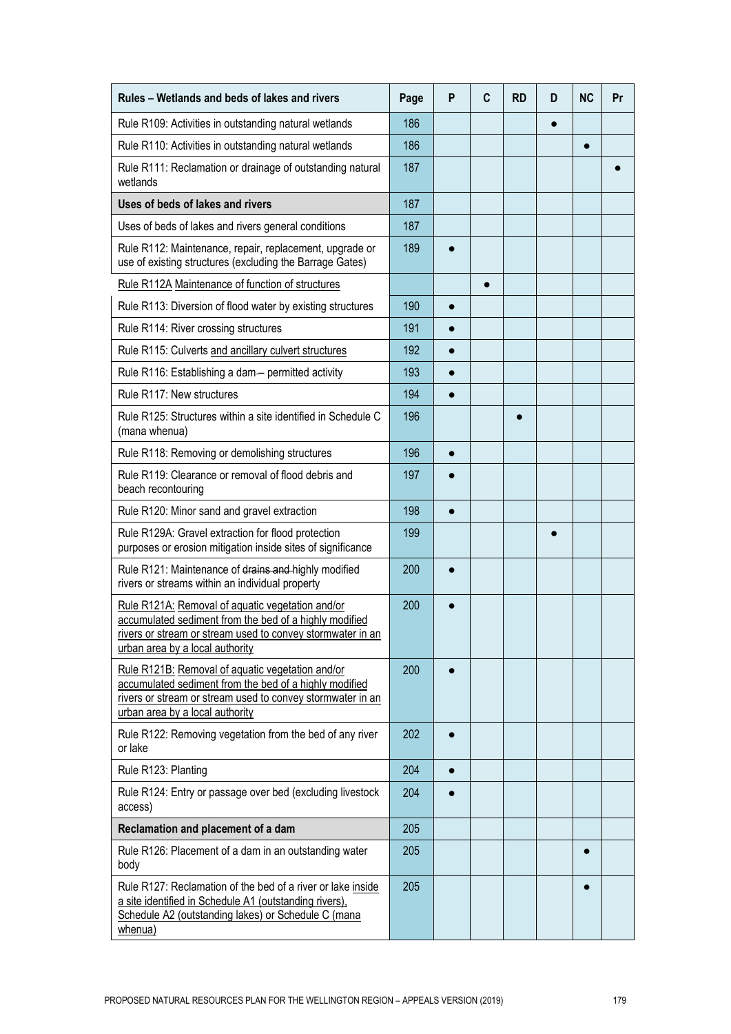| Rules – Wetlands and beds of lakes and rivers | Page | P | C | RD | D | NC | Pr |
|---|---|---|---|---|---|---|---|
| Rule R109: Activities in outstanding natural wetlands | 186 | | | | ● | | |
| Rule R110: Activities in outstanding natural wetlands | 186 | | | | | ● | |
| Rule R111: Reclamation or drainage of outstanding natural wetlands | 187 | | | | | | ● |
| **Uses of beds of lakes and rivers** | 187 | | | | | | |
| Uses of beds of lakes and rivers general conditions | 187 | | | | | | |
| Rule R112: Maintenance, repair, replacement, upgrade or use of existing structures (excluding the Barrage Gates) | 189 | ● | | | | | |
| <u>Rule R112A Maintenance of function of structures</u> | | | ● | | | | |
| Rule R113: Diversion of flood water by existing structures | 190 | ● | | | | | |
| Rule R114: River crossing structures | 191 | ● | | | | | |
| Rule R115: Culverts <u>and ancillary culvert structures</u> | 192 | ● | | | | | |
| Rule R116: Establishing a dam – permitted activity | 193 | ● | | | | | |
| Rule R117: New structures | 194 | ● | | | | | |
| Rule R125: Structures within a site identified in Schedule C (mana whenua) | 196 | | | ● | | | |
| Rule R118: Removing or demolishing structures | 196 | ● | | | | | |
| Rule R119: Clearance or removal of flood debris and beach recontouring | 197 | ● | | | | | |
| Rule R120: Minor sand and gravel extraction | 198 | ● | | | | | |
| Rule R129A: Gravel extraction for flood protection purposes or erosion mitigation inside sites of significance | 199 | | | | ● | | |
| Rule R121: Maintenance of ~~drains and~~ highly modified rivers or streams within an individual property | 200 | ● | | | | | |
| <u>Rule R121A: Removal of aquatic vegetation and/or accumulated sediment from the bed of a highly modified rivers or stream or stream used to convey stormwater in an urban area by a local authority</u> | 200 | ● | | | | | |
| <u>Rule R121B: Removal of aquatic vegetation and/or accumulated sediment from the bed of a highly modified rivers or stream or stream used to convey stormwater in an urban area by a local authority</u> | 200 | ● | | | | | |
| Rule R122: Removing vegetation from the bed of any river or lake | 202 | ● | | | | | |
| Rule R123: Planting | 204 | ● | | | | | |
| Rule R124: Entry or passage over bed (excluding livestock access) | 204 | ● | | | | | |
| **Reclamation and placement of a dam** | 205 | | | | | | |
| Rule R126: Placement of a dam in an outstanding water body | 205 | | | | | ● | |
| Rule R127: Reclamation of the bed of a river or lake <u>inside a site identified in Schedule A1 (outstanding rivers), Schedule A2 (outstanding lakes) or Schedule C (mana whenua)</u> | 205 | | | | | ● | |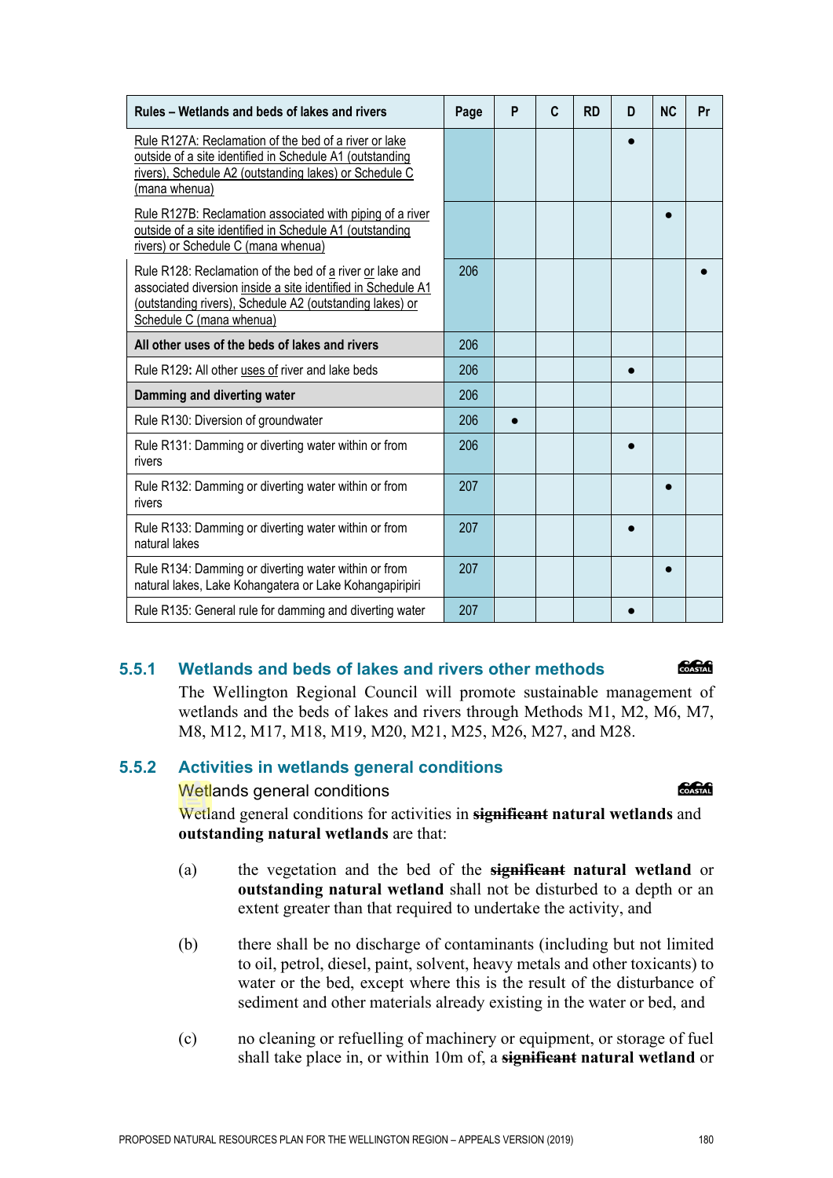| Rules – Wetlands and beds of lakes and rivers | Page | P | C | RD | D | NC | Pr |
|---|---|---|---|---|---|---|---|
| Rule R127A: Reclamation of the bed of a river or lake outside of a site identified in Schedule A1 (outstanding rivers), Schedule A2 (outstanding lakes) or Schedule C (mana whenua) | | | | | ● | | |
| Rule R127B: Reclamation associated with piping of a river outside of a site identified in Schedule A1 (outstanding rivers) or Schedule C (mana whenua) | | | | | | ● | |
| Rule R128: Reclamation of the bed of a river or lake and associated diversion inside a site identified in Schedule A1 (outstanding rivers), Schedule A2 (outstanding lakes) or Schedule C (mana whenua) | 206 | | | | | | ● |
| **All other uses of the beds of lakes and rivers** | 206 | | | | | | |
| Rule R129**:** All other uses of river and lake beds | 206 | | | | ● | | |
| **Damming and diverting water** | 206 | | | | | | |
| Rule R130: Diversion of groundwater | 206 | ● | | | | | |
| Rule R131: Damming or diverting water within or from rivers | 206 | | | | ● | | |
| Rule R132: Damming or diverting water within or from rivers | 207 | | | | | ● | |
| Rule R133: Damming or diverting water within or from natural lakes | 207 | | | | ● | | |
| Rule R134: Damming or diverting water within or from natural lakes, Lake Kohangatera or Lake Kohangapiripiri | 207 | | | | | ● | |
| Rule R135: General rule for damming and diverting water | 207 | | | | ● | | |

## 5.5.1 Wetlands and beds of lakes and rivers other methods

The Wellington Regional Council will promote sustainable management of wetlands and the beds of lakes and rivers through Methods M1, M2, M6, M7, M8, M12, M17, M18, M19, M20, M21, M25, M26, M27, and M28.

## 5.5.2 Activities in wetlands general conditions

### Wetlands general conditions

Wetland general conditions for activities in ~~**significant**~~ **natural wetlands** and **outstanding natural wetlands** are that:

(a) the vegetation and the bed of the ~~**significant**~~ **natural wetland** or **outstanding natural wetland** shall not be disturbed to a depth or an extent greater than that required to undertake the activity, and

(b) there shall be no discharge of contaminants (including but not limited to oil, petrol, diesel, paint, solvent, heavy metals and other toxicants) to water or the bed, except where this is the result of the disturbance of sediment and other materials already existing in the water or bed, and

(c) no cleaning or refuelling of machinery or equipment, or storage of fuel shall take place in, or within 10m of, a ~~**significant**~~ **natural wetland** or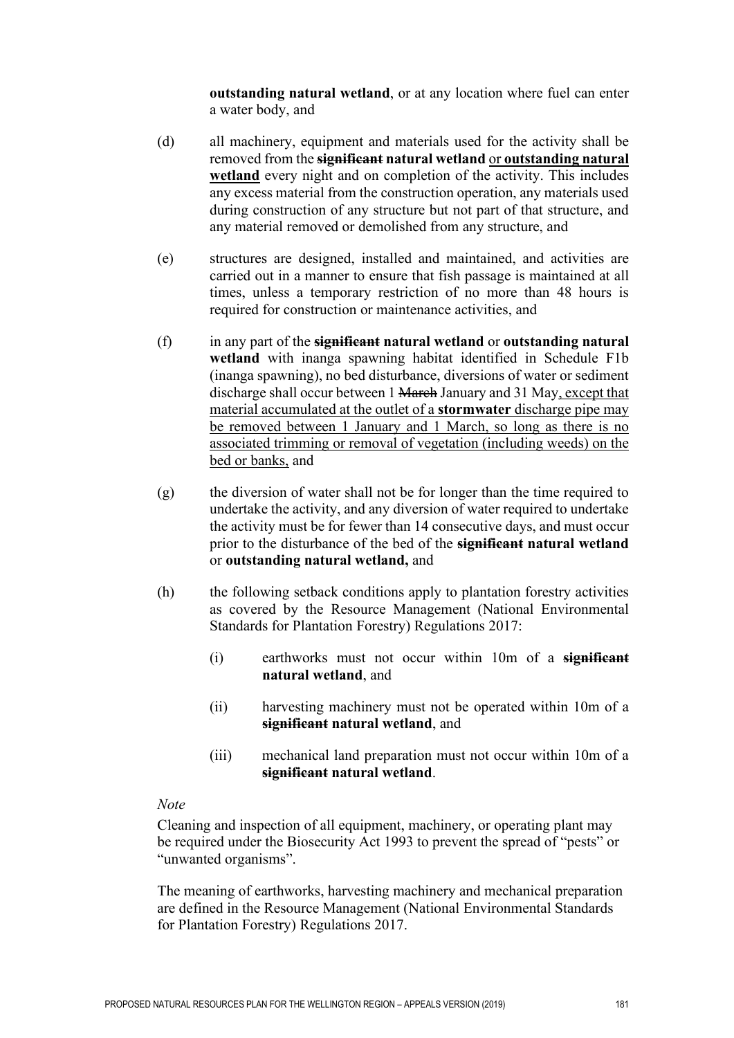**outstanding natural wetland**, or at any location where fuel can enter a water body, and

(d) all machinery, equipment and materials used for the activity shall be removed from the ~~**significant**~~ **natural wetland** <u>or **outstanding natural wetland**</u> every night and on completion of the activity. This includes any excess material from the construction operation, any materials used during construction of any structure but not part of that structure, and any material removed or demolished from any structure, and

(e) structures are designed, installed and maintained, and activities are carried out in a manner to ensure that fish passage is maintained at all times, unless a temporary restriction of no more than 48 hours is required for construction or maintenance activities, and

(f) in any part of the ~~**significant**~~ **natural wetland** or **outstanding natural wetland** with inanga spawning habitat identified in Schedule F1b (inanga spawning), no bed disturbance, diversions of water or sediment discharge shall occur between 1 ~~March~~ January and 31 May<u>, except that material accumulated at the outlet of a **stormwater** discharge pipe may be removed between 1 January and 1 March, so long as there is no associated trimming or removal of vegetation (including weeds) on the bed or banks,</u> and

(g) the diversion of water shall not be for longer than the time required to undertake the activity, and any diversion of water required to undertake the activity must be for fewer than 14 consecutive days, and must occur prior to the disturbance of the bed of the ~~**significant**~~ **natural wetland** or **outstanding natural wetland,** and

(h) the following setback conditions apply to plantation forestry activities as covered by the Resource Management (National Environmental Standards for Plantation Forestry) Regulations 2017:

  (i) earthworks must not occur within 10m of a ~~**significant**~~ **natural wetland**, and

  (ii) harvesting machinery must not be operated within 10m of a ~~**significant**~~ **natural wetland**, and

  (iii) mechanical land preparation must not occur within 10m of a ~~**significant**~~ **natural wetland**.

*Note*

Cleaning and inspection of all equipment, machinery, or operating plant may be required under the Biosecurity Act 1993 to prevent the spread of "pests" or "unwanted organisms".

The meaning of earthworks, harvesting machinery and mechanical preparation are defined in the Resource Management (National Environmental Standards for Plantation Forestry) Regulations 2017.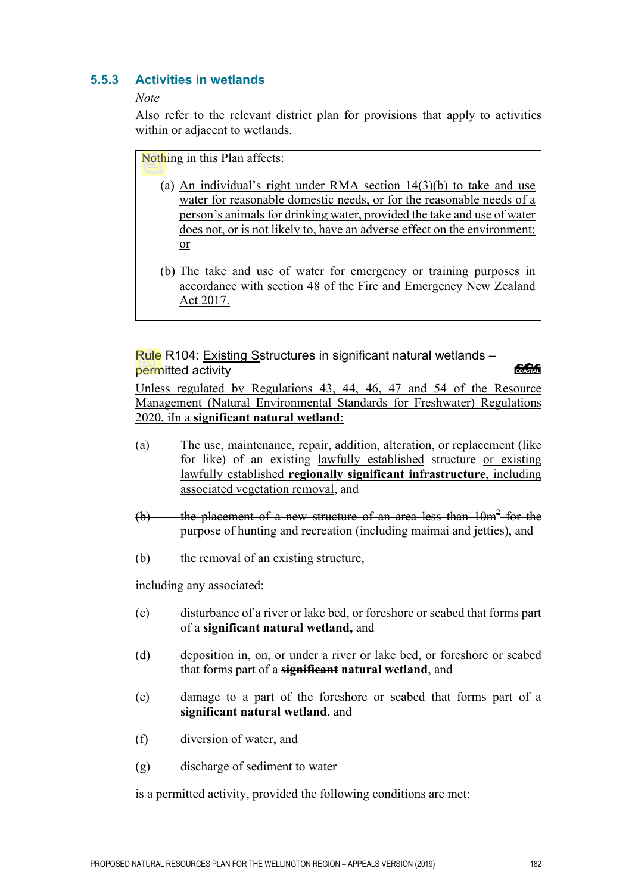### 5.5.3 Activities in wetlands

*Note*

Also refer to the relevant district plan for provisions that apply to activities within or adjacent to wetlands.

> Nothing in this Plan affects:
>
> (a) An individual's right under RMA section 14(3)(b) to take and use water for reasonable domestic needs, or for the reasonable needs of a person's animals for drinking water, provided the take and use of water does not, or is not likely to, have an adverse effect on the environment; or
>
> (b) The take and use of water for emergency or training purposes in accordance with section 48 of the Fire and Emergency New Zealand Act 2017.

Rule R104: Existing ~~S~~structures in ~~significant~~ natural wetlands – permitted activity

Unless regulated by Regulations 43, 44, 46, 47 and 54 of the Resource Management (Natural Environmental Standards for Freshwater) Regulations 2020, i~~I~~n a ~~**significant**~~ **natural wetland**:

(a) The use, maintenance, repair, addition, alteration, or replacement (like for like) of an existing lawfully established structure or existing lawfully established **regionally significant infrastructure**, including associated vegetation removal, and

~~(b) the placement of a new structure of an area less than 10m² for the purpose of hunting and recreation (including maimai and jetties), and~~

(b) the removal of an existing structure,

including any associated:

(c) disturbance of a river or lake bed, or foreshore or seabed that forms part of a ~~**significant**~~ **natural wetland,** and

(d) deposition in, on, or under a river or lake bed, or foreshore or seabed that forms part of a ~~**significant**~~ **natural wetland**, and

(e) damage to a part of the foreshore or seabed that forms part of a ~~**significant**~~ **natural wetland**, and

(f) diversion of water, and

(g) discharge of sediment to water

is a permitted activity, provided the following conditions are met: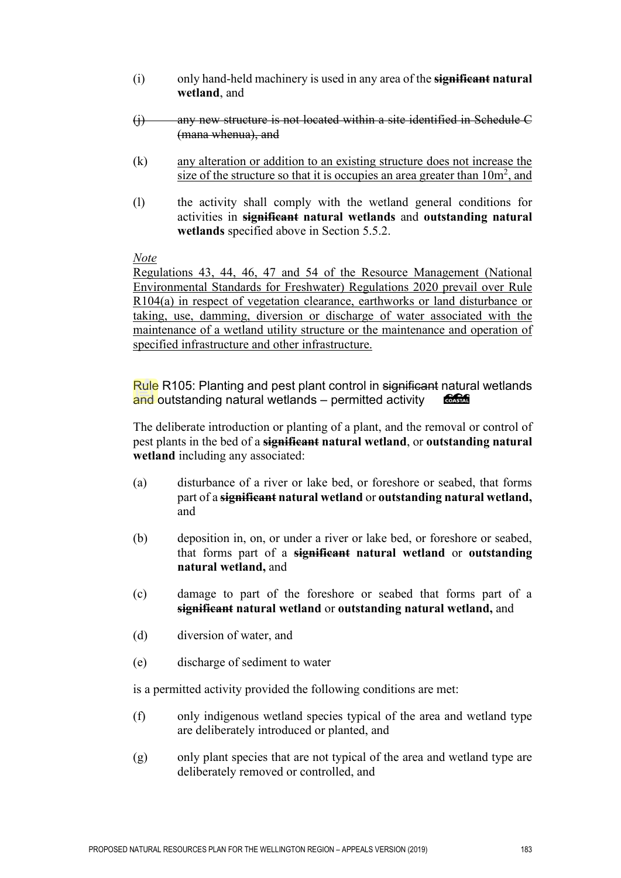(i) only hand-held machinery is used in any area of the ~~**significant**~~ **natural wetland**, and

~~(j) any new structure is not located within a site identified in Schedule C (mana whenua), and~~

(k) <u>any alteration or addition to an existing structure does not increase the size of the structure so that it is occupies an area greater than 10m$^2$, and</u>

(l) the activity shall comply with the wetland general conditions for activities in ~~**significant**~~ **natural wetlands** and **outstanding natural wetlands** specified above in Section 5.5.2.

<u>*Note*</u>
<u>Regulations 43, 44, 46, 47 and 54 of the Resource Management (National Environmental Standards for Freshwater) Regulations 2020 prevail over Rule R104(a) in respect of vegetation clearance, earthworks or land disturbance or taking, use, damming, diversion or discharge of water associated with the maintenance of a wetland utility structure or the maintenance and operation of specified infrastructure and other infrastructure.</u>

### Rule R105: Planting and pest plant control in ~~significant~~ natural wetlands and outstanding natural wetlands – permitted activity

The deliberate introduction or planting of a plant, and the removal or control of pest plants in the bed of a ~~**significant**~~ **natural wetland**, or **outstanding natural wetland** including any associated:

(a) disturbance of a river or lake bed, or foreshore or seabed, that forms part of a ~~**significant**~~ **natural wetland** or **outstanding natural wetland,** and

(b) deposition in, on, or under a river or lake bed, or foreshore or seabed, that forms part of a ~~**significant**~~ **natural wetland** or **outstanding natural wetland,** and

(c) damage to part of the foreshore or seabed that forms part of a ~~**significant**~~ **natural wetland** or **outstanding natural wetland,** and

(d) diversion of water, and

(e) discharge of sediment to water

is a permitted activity provided the following conditions are met:

(f) only indigenous wetland species typical of the area and wetland type are deliberately introduced or planted, and

(g) only plant species that are not typical of the area and wetland type are deliberately removed or controlled, and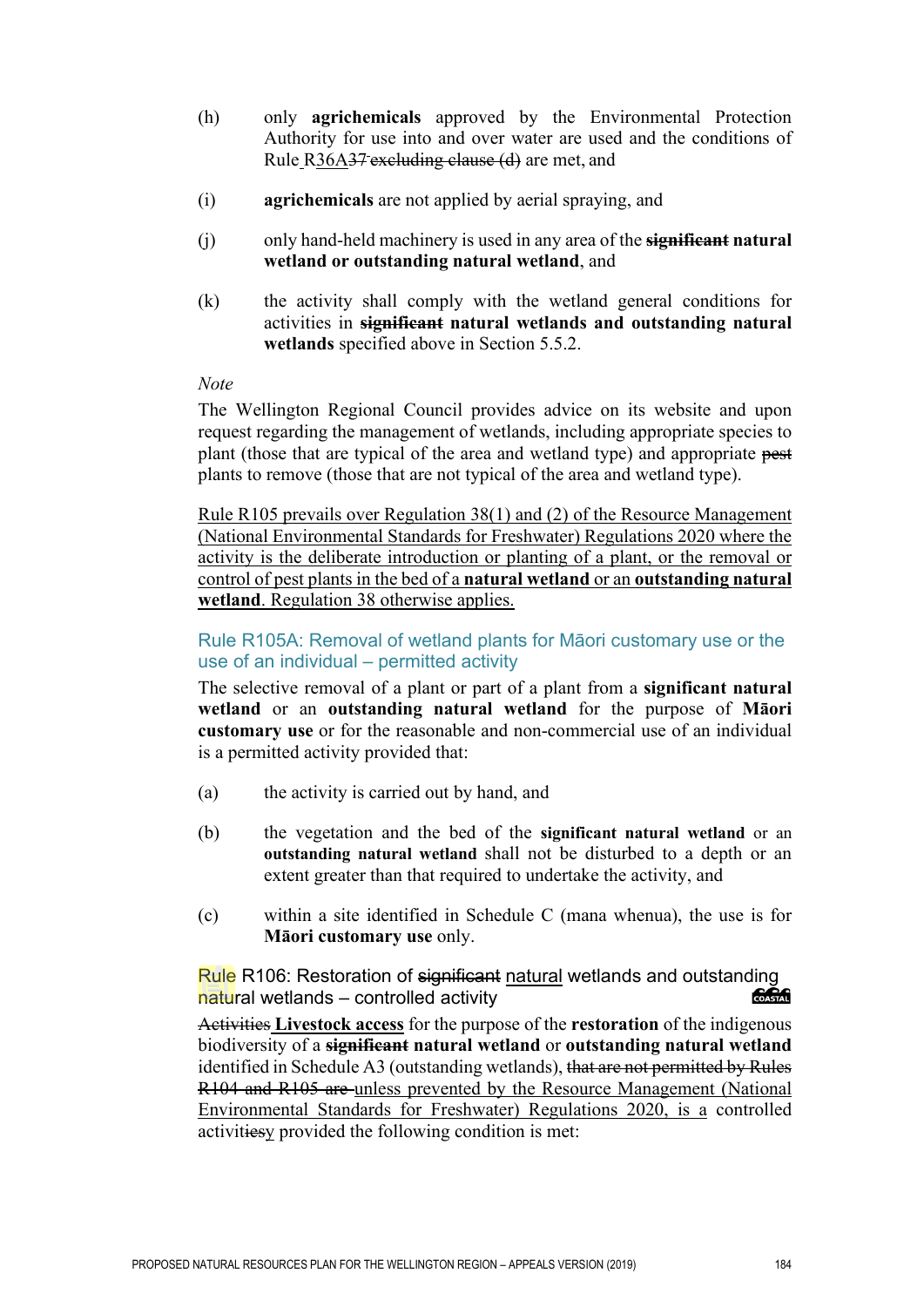(h) only **agrichemicals** approved by the Environmental Protection Authority for use into and over water are used and the conditions of Rule R36A~~37 excluding clause (d)~~ are met, and

(i) **agrichemicals** are not applied by aerial spraying, and

(j) only hand-held machinery is used in any area of the ~~**significant**~~ **natural wetland or outstanding natural wetland**, and

(k) the activity shall comply with the wetland general conditions for activities in ~~**significant**~~ **natural wetlands and outstanding natural wetlands** specified above in Section 5.5.2.

*Note*

The Wellington Regional Council provides advice on its website and upon request regarding the management of wetlands, including appropriate species to plant (those that are typical of the area and wetland type) and appropriate ~~pest~~ plants to remove (those that are not typical of the area and wetland type).

Rule R105 prevails over Regulation 38(1) and (2) of the Resource Management (National Environmental Standards for Freshwater) Regulations 2020 where the activity is the deliberate introduction or planting of a plant, or the removal or control of pest plants in the bed of a **natural wetland** or an **outstanding natural wetland**. Regulation 38 otherwise applies.

### Rule R105A: Removal of wetland plants for Māori customary use or the use of an individual – permitted activity

The selective removal of a plant or part of a plant from a **significant natural wetland** or an **outstanding natural wetland** for the purpose of **Māori customary use** or for the reasonable and non-commercial use of an individual is a permitted activity provided that:

(a) the activity is carried out by hand, and

(b) the vegetation and the bed of the **significant natural wetland** or an **outstanding natural wetland** shall not be disturbed to a depth or an extent greater than that required to undertake the activity, and

(c) within a site identified in Schedule C (mana whenua), the use is for **Māori customary use** only.

### Rule R106: Restoration of ~~significant~~ natural wetlands and outstanding natural wetlands – controlled activity

~~Activities~~ **Livestock access** for the purpose of the **restoration** of the indigenous biodiversity of a ~~**significant**~~ **natural wetland** or **outstanding natural wetland** identified in Schedule A3 (outstanding wetlands), ~~that are not permitted by Rules R104 and R105 are~~ unless prevented by the Resource Management (National Environmental Standards for Freshwater) Regulations 2020, is a controlled activit~~ies~~y provided the following condition is met: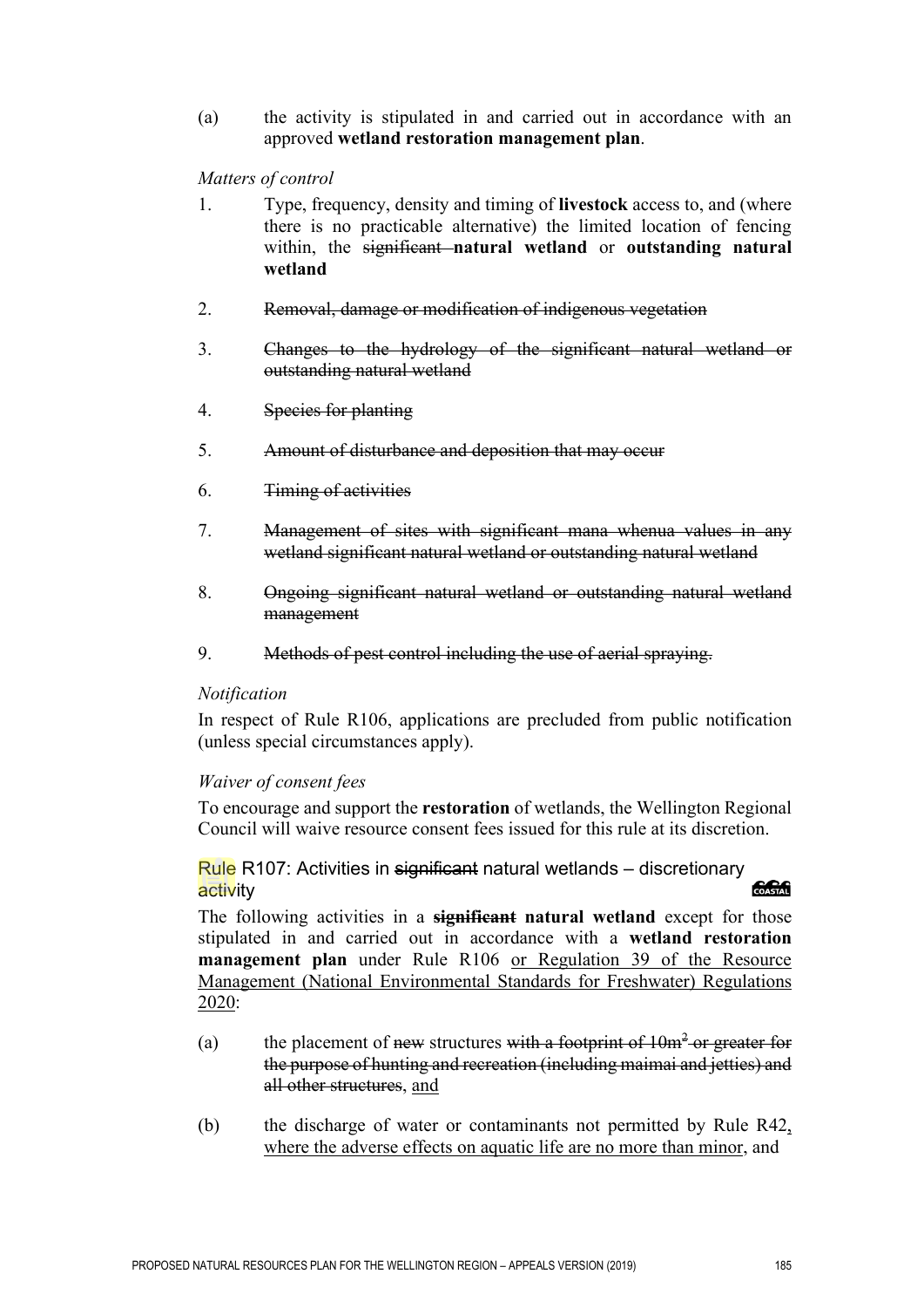(a) the activity is stipulated in and carried out in accordance with an approved **wetland restoration management plan**.

*Matters of control*

1. Type, frequency, density and timing of **livestock** access to, and (where there is no practicable alternative) the limited location of fencing within, the ~~significant~~ **natural wetland** or **outstanding natural wetland**

2. ~~Removal, damage or modification of indigenous vegetation~~

3. ~~Changes to the hydrology of the significant natural wetland or outstanding natural wetland~~

4. ~~Species for planting~~

5. ~~Amount of disturbance and deposition that may occur~~

6. ~~Timing of activities~~

7. ~~Management of sites with significant mana whenua values in any wetland significant natural wetland or outstanding natural wetland~~

8. ~~Ongoing significant natural wetland or outstanding natural wetland management~~

9. ~~Methods of pest control including the use of aerial spraying.~~

*Notification*

In respect of Rule R106, applications are precluded from public notification (unless special circumstances apply).

*Waiver of consent fees*

To encourage and support the **restoration** of wetlands, the Wellington Regional Council will waive resource consent fees issued for this rule at its discretion.

### Rule R107: Activities in ~~significant~~ natural wetlands – discretionary activity

The following activities in a ~~**significant**~~ **natural wetland** except for those stipulated in and carried out in accordance with a **wetland restoration management plan** under Rule R106 <u>or Regulation 39 of the Resource Management (National Environmental Standards for Freshwater) Regulations 2020</u>:

(a) the placement of ~~new~~ structures ~~with a footprint of 10m² or greater for the purpose of hunting and recreation (including maimai and jetties) and all other structures~~, <u>and</u>

(b) the discharge of water or contaminants not permitted by Rule R42<u>, where the adverse effects on aquatic life are no more than minor</u>, and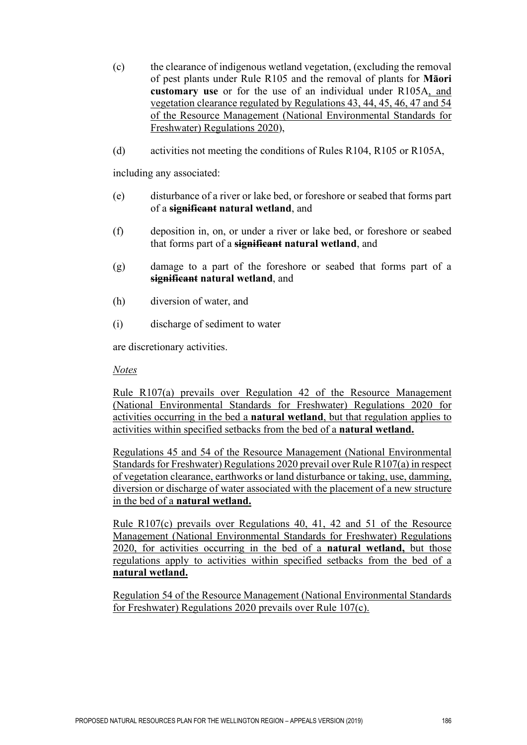(c) the clearance of indigenous wetland vegetation, (excluding the removal of pest plants under Rule R105 and the removal of plants for **Māori customary use** or for the use of an individual under R105A, and vegetation clearance regulated by Regulations 43, 44, 45, 46, 47 and 54 of the Resource Management (National Environmental Standards for Freshwater) Regulations 2020),

(d) activities not meeting the conditions of Rules R104, R105 or R105A,

including any associated:

(e) disturbance of a river or lake bed, or foreshore or seabed that forms part of a ~~significant~~ **natural wetland**, and

(f) deposition in, on, or under a river or lake bed, or foreshore or seabed that forms part of a ~~significant~~ **natural wetland**, and

(g) damage to a part of the foreshore or seabed that forms part of a ~~significant~~ **natural wetland**, and

(h) diversion of water, and

(i) discharge of sediment to water

are discretionary activities.

*Notes*

Rule R107(a) prevails over Regulation 42 of the Resource Management (National Environmental Standards for Freshwater) Regulations 2020 for activities occurring in the bed a **natural wetland**, but that regulation applies to activities within specified setbacks from the bed of a **natural wetland.**

Regulations 45 and 54 of the Resource Management (National Environmental Standards for Freshwater) Regulations 2020 prevail over Rule R107(a) in respect of vegetation clearance, earthworks or land disturbance or taking, use, damming, diversion or discharge of water associated with the placement of a new structure in the bed of a **natural wetland.**

Rule R107(c) prevails over Regulations 40, 41, 42 and 51 of the Resource Management (National Environmental Standards for Freshwater) Regulations 2020, for activities occurring in the bed of a **natural wetland,** but those regulations apply to activities within specified setbacks from the bed of a **natural wetland.**

Regulation 54 of the Resource Management (National Environmental Standards for Freshwater) Regulations 2020 prevails over Rule 107(c).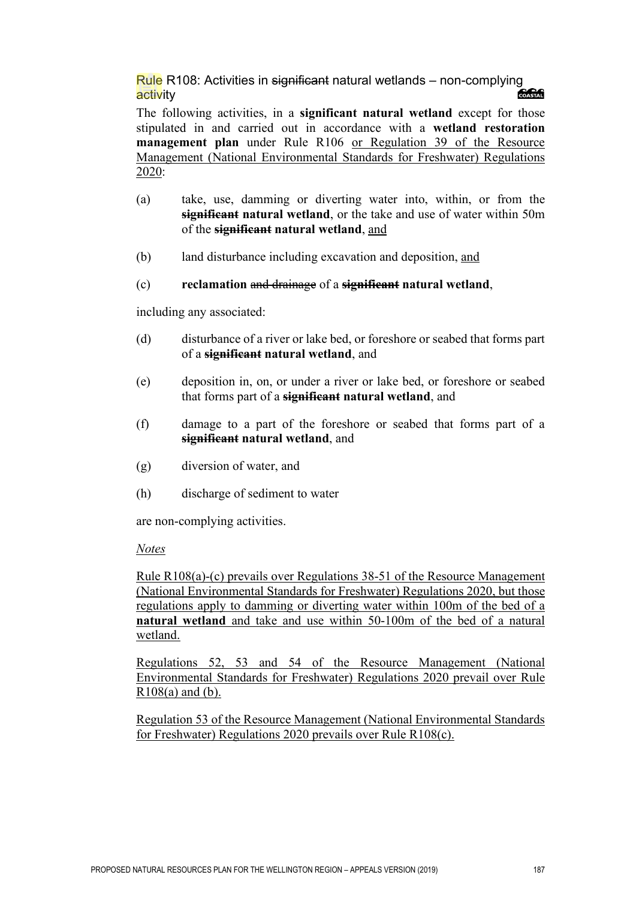### Rule R108: Activities in ~~significant~~ natural wetlands – non-complying activity

The following activities, in a **significant natural wetland** except for those stipulated in and carried out in accordance with a **wetland restoration management plan** under Rule R106 <u>or Regulation 39 of the Resource Management (National Environmental Standards for Freshwater) Regulations 2020</u>:

(a) take, use, damming or diverting water into, within, or from the **~~significant~~ natural wetland**, or the take and use of water within 50m of the **~~significant~~ natural wetland**, <u>and</u>

(b) land disturbance including excavation and deposition, <u>and</u>

(c) **reclamation** ~~and drainage~~ of a **~~significant~~ natural wetland**,

including any associated:

(d) disturbance of a river or lake bed, or foreshore or seabed that forms part of a **~~significant~~ natural wetland**, and

(e) deposition in, on, or under a river or lake bed, or foreshore or seabed that forms part of a **~~significant~~ natural wetland**, and

(f) damage to a part of the foreshore or seabed that forms part of a **~~significant~~ natural wetland**, and

(g) diversion of water, and

(h) discharge of sediment to water

are non-complying activities.

*<u>Notes</u>*

<u>Rule R108(a)-(c) prevails over Regulations 38-51 of the Resource Management (National Environmental Standards for Freshwater) Regulations 2020, but those regulations apply to damming or diverting water within 100m of the bed of a **natural wetland** and take and use within 50-100m of the bed of a natural wetland.</u>

<u>Regulations 52, 53 and 54 of the Resource Management (National Environmental Standards for Freshwater) Regulations 2020 prevail over Rule R108(a) and (b).</u>

<u>Regulation 53 of the Resource Management (National Environmental Standards for Freshwater) Regulations 2020 prevails over Rule R108(c).</u>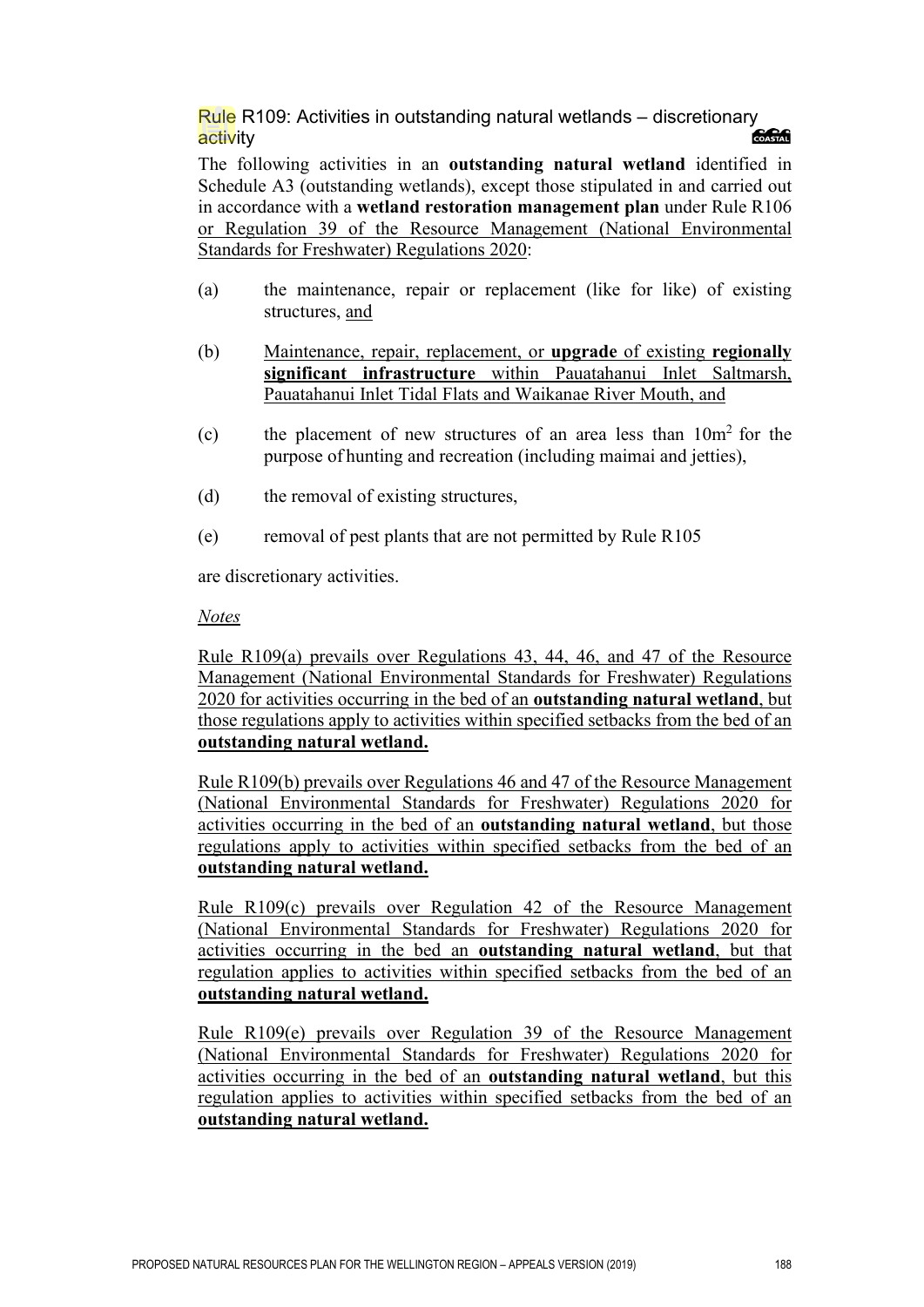### Rule R109: Activities in outstanding natural wetlands – discretionary activity

The following activities in an **outstanding natural wetland** identified in Schedule A3 (outstanding wetlands), except those stipulated in and carried out in accordance with a **wetland restoration management plan** under Rule R106 or Regulation 39 of the Resource Management (National Environmental Standards for Freshwater) Regulations 2020:

(a) the maintenance, repair or replacement (like for like) of existing structures, and

(b) Maintenance, repair, replacement, or **upgrade** of existing **regionally significant infrastructure** within Pauatahanui Inlet Saltmarsh, Pauatahanui Inlet Tidal Flats and Waikanae River Mouth, and

(c) the placement of new structures of an area less than $10m^2$ for the purpose of hunting and recreation (including maimai and jetties),

(d) the removal of existing structures,

(e) removal of pest plants that are not permitted by Rule R105

are discretionary activities.

*Notes*

Rule R109(a) prevails over Regulations 43, 44, 46, and 47 of the Resource Management (National Environmental Standards for Freshwater) Regulations 2020 for activities occurring in the bed of an **outstanding natural wetland**, but those regulations apply to activities within specified setbacks from the bed of an **outstanding natural wetland.**

Rule R109(b) prevails over Regulations 46 and 47 of the Resource Management (National Environmental Standards for Freshwater) Regulations 2020 for activities occurring in the bed of an **outstanding natural wetland**, but those regulations apply to activities within specified setbacks from the bed of an **outstanding natural wetland.**

Rule R109(c) prevails over Regulation 42 of the Resource Management (National Environmental Standards for Freshwater) Regulations 2020 for activities occurring in the bed an **outstanding natural wetland**, but that regulation applies to activities within specified setbacks from the bed of an **outstanding natural wetland.**

Rule R109(e) prevails over Regulation 39 of the Resource Management (National Environmental Standards for Freshwater) Regulations 2020 for activities occurring in the bed of an **outstanding natural wetland**, but this regulation applies to activities within specified setbacks from the bed of an **outstanding natural wetland.**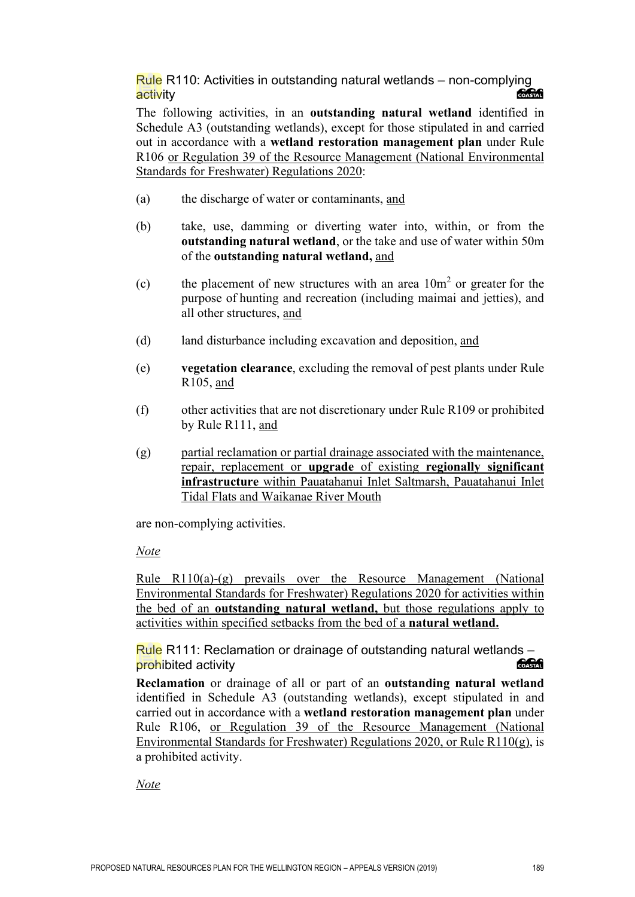### Rule R110: Activities in outstanding natural wetlands – non-complying activity

The following activities, in an **outstanding natural wetland** identified in Schedule A3 (outstanding wetlands), except for those stipulated in and carried out in accordance with a **wetland restoration management plan** under Rule R106 or Regulation 39 of the Resource Management (National Environmental Standards for Freshwater) Regulations 2020:

(a) the discharge of water or contaminants, and

(b) take, use, damming or diverting water into, within, or from the **outstanding natural wetland**, or the take and use of water within 50m of the **outstanding natural wetland,** and

(c) the placement of new structures with an area $10m^2$ or greater for the purpose of hunting and recreation (including maimai and jetties), and all other structures, and

(d) land disturbance including excavation and deposition, and

(e) **vegetation clearance**, excluding the removal of pest plants under Rule R105, and

(f) other activities that are not discretionary under Rule R109 or prohibited by Rule R111, and

(g) partial reclamation or partial drainage associated with the maintenance, repair, replacement or **upgrade** of existing **regionally significant infrastructure** within Pauatahanui Inlet Saltmarsh, Pauatahanui Inlet Tidal Flats and Waikanae River Mouth

are non-complying activities.

*Note*

Rule R110(a)-(g) prevails over the Resource Management (National Environmental Standards for Freshwater) Regulations 2020 for activities within the bed of an **outstanding natural wetland,** but those regulations apply to activities within specified setbacks from the bed of a **natural wetland.**

### Rule R111: Reclamation or drainage of outstanding natural wetlands – prohibited activity

**Reclamation** or drainage of all or part of an **outstanding natural wetland** identified in Schedule A3 (outstanding wetlands), except stipulated in and carried out in accordance with a **wetland restoration management plan** under Rule R106, or Regulation 39 of the Resource Management (National Environmental Standards for Freshwater) Regulations 2020, or Rule R110(g), is a prohibited activity.

*Note*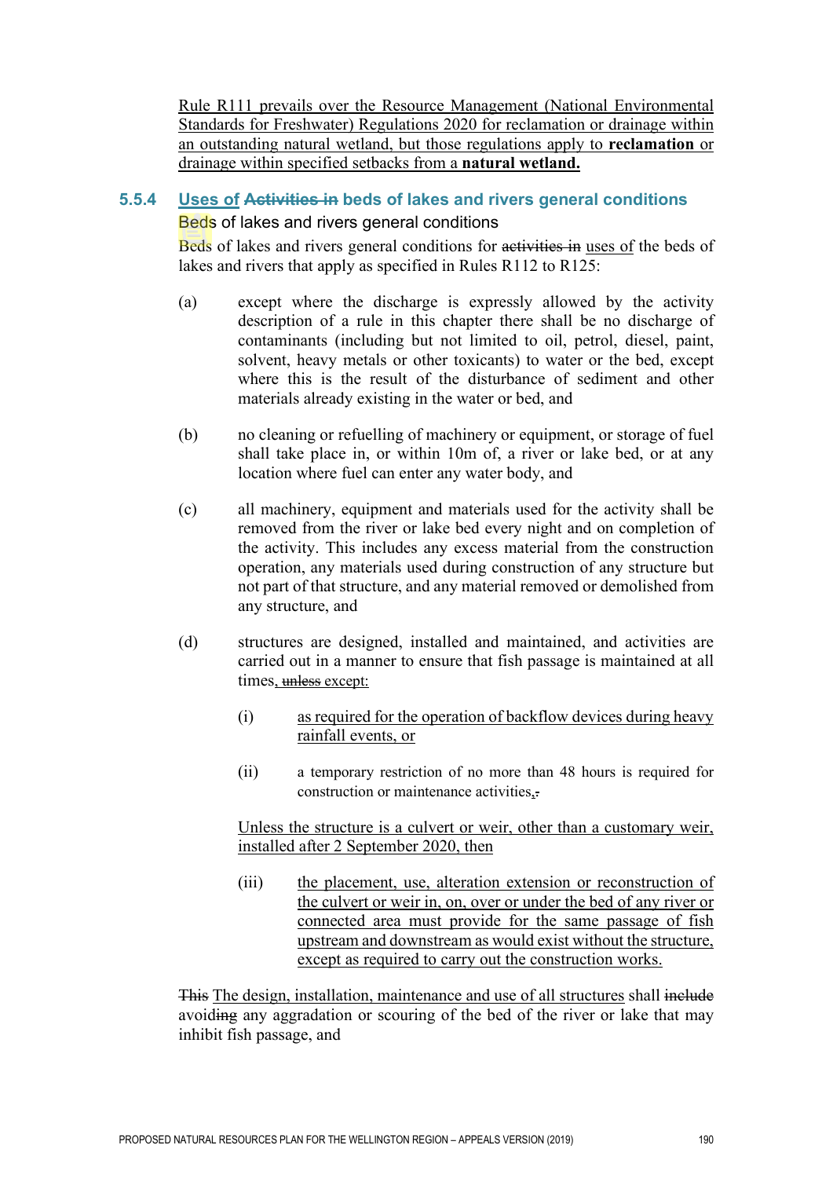Rule R111 prevails over the Resource Management (National Environmental Standards for Freshwater) Regulations 2020 for reclamation or drainage within an outstanding natural wetland, but those regulations apply to **reclamation** or drainage within specified setbacks from a **natural wetland.**

### 5.5.4 Uses of ~~Activities in~~ beds of lakes and rivers general conditions

Beds of lakes and rivers general conditions

Beds of lakes and rivers general conditions for ~~activities in~~ uses of the beds of lakes and rivers that apply as specified in Rules R112 to R125:

(a) except where the discharge is expressly allowed by the activity description of a rule in this chapter there shall be no discharge of contaminants (including but not limited to oil, petrol, diesel, paint, solvent, heavy metals or other toxicants) to water or the bed, except where this is the result of the disturbance of sediment and other materials already existing in the water or bed, and

(b) no cleaning or refuelling of machinery or equipment, or storage of fuel shall take place in, or within 10m of, a river or lake bed, or at any location where fuel can enter any water body, and

(c) all machinery, equipment and materials used for the activity shall be removed from the river or lake bed every night and on completion of the activity. This includes any excess material from the construction operation, any materials used during construction of any structure but not part of that structure, and any material removed or demolished from any structure, and

(d) structures are designed, installed and maintained, and activities are carried out in a manner to ensure that fish passage is maintained at all times, ~~unless~~ except:

  (i) as required for the operation of backflow devices during heavy rainfall events, or

  (ii) a temporary restriction of no more than 48 hours is required for construction or maintenance activities,~~.~~

  Unless the structure is a culvert or weir, other than a customary weir, installed after 2 September 2020, then

  (iii) the placement, use, alteration extension or reconstruction of the culvert or weir in, on, over or under the bed of any river or connected area must provide for the same passage of fish upstream and downstream as would exist without the structure, except as required to carry out the construction works.

~~This~~ The design, installation, maintenance and use of all structures shall ~~include~~ avoid~~ing~~ any aggradation or scouring of the bed of the river or lake that may inhibit fish passage, and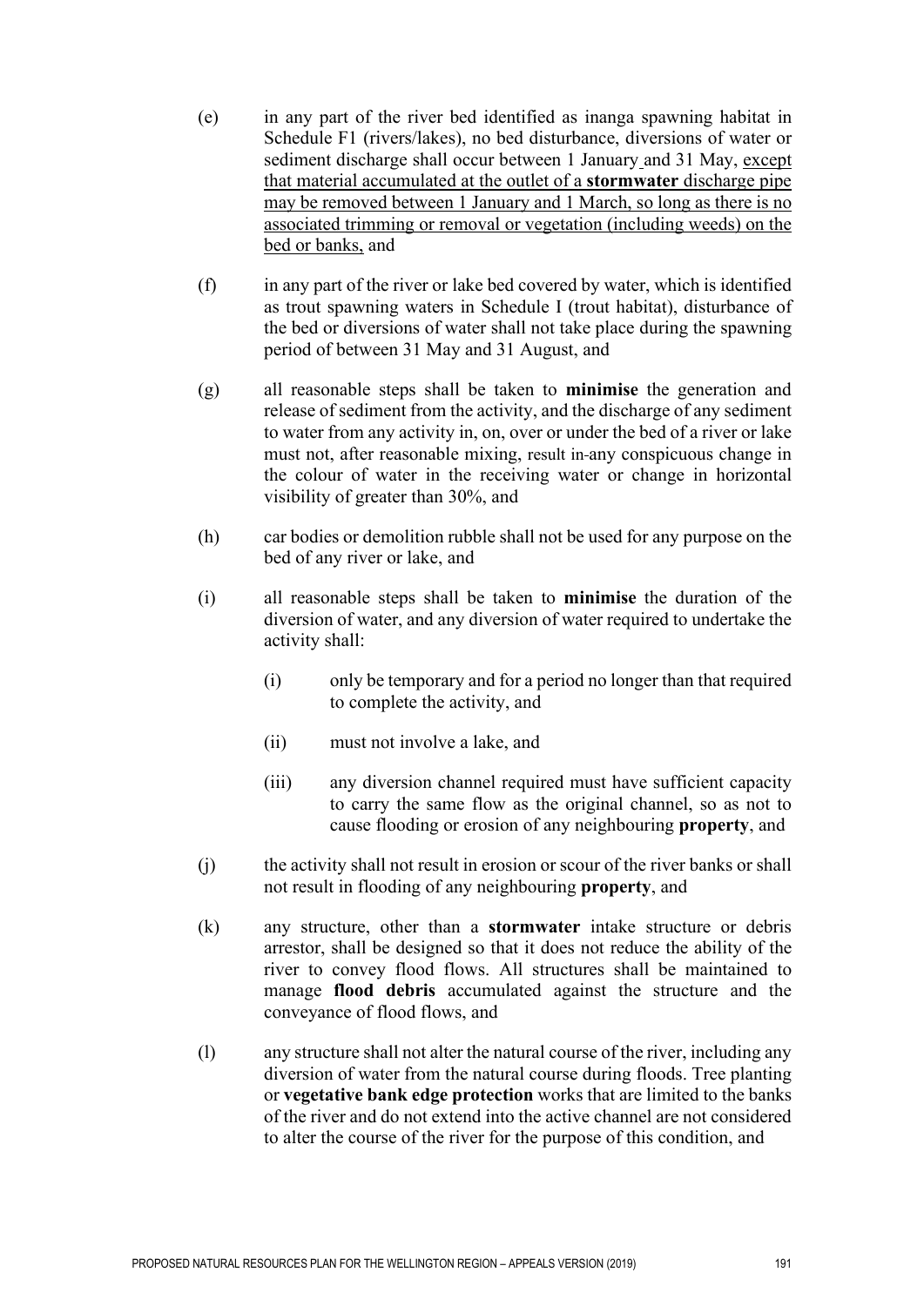(e) in any part of the river bed identified as inanga spawning habitat in Schedule F1 (rivers/lakes), no bed disturbance, diversions of water or sediment discharge shall occur between 1 January and 31 May, <u>except that material accumulated at the outlet of a **stormwater** discharge pipe may be removed between 1 January and 1 March, so long as there is no associated trimming or removal or vegetation (including weeds) on the bed or banks,</u> and

(f) in any part of the river or lake bed covered by water, which is identified as trout spawning waters in Schedule I (trout habitat), disturbance of the bed or diversions of water shall not take place during the spawning period of between 31 May and 31 August, and

(g) all reasonable steps shall be taken to **minimise** the generation and release of sediment from the activity, and the discharge of any sediment to water from any activity in, on, over or under the bed of a river or lake must not, after reasonable mixing, result in any conspicuous change in the colour of water in the receiving water or change in horizontal visibility of greater than 30%, and

(h) car bodies or demolition rubble shall not be used for any purpose on the bed of any river or lake, and

(i) all reasonable steps shall be taken to **minimise** the duration of the diversion of water, and any diversion of water required to undertake the activity shall:

   (i) only be temporary and for a period no longer than that required to complete the activity, and

   (ii) must not involve a lake, and

   (iii) any diversion channel required must have sufficient capacity to carry the same flow as the original channel, so as not to cause flooding or erosion of any neighbouring **property**, and

(j) the activity shall not result in erosion or scour of the river banks or shall not result in flooding of any neighbouring **property**, and

(k) any structure, other than a **stormwater** intake structure or debris arrestor, shall be designed so that it does not reduce the ability of the river to convey flood flows. All structures shall be maintained to manage **flood debris** accumulated against the structure and the conveyance of flood flows, and

(l) any structure shall not alter the natural course of the river, including any diversion of water from the natural course during floods. Tree planting or **vegetative bank edge protection** works that are limited to the banks of the river and do not extend into the active channel are not considered to alter the course of the river for the purpose of this condition, and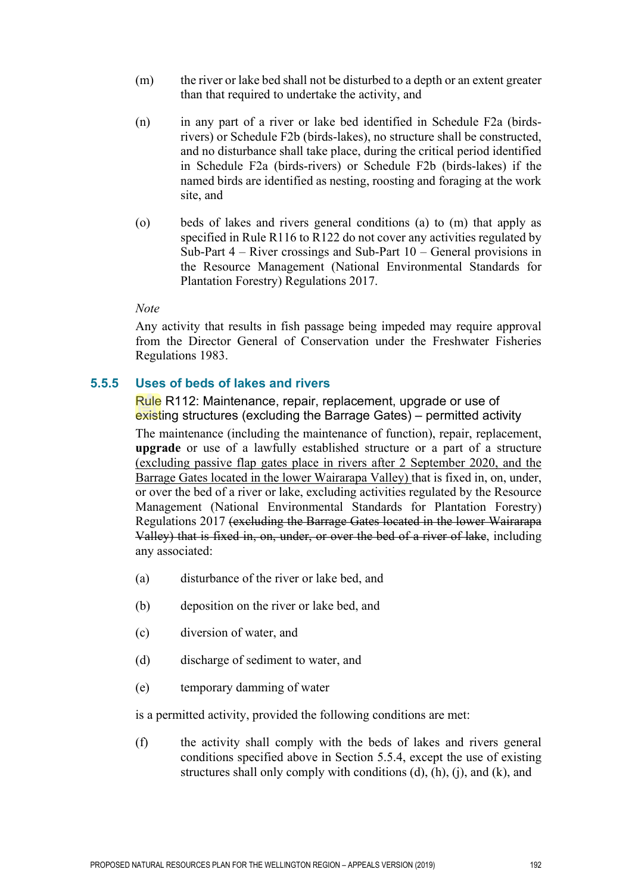(m) the river or lake bed shall not be disturbed to a depth or an extent greater than that required to undertake the activity, and

(n) in any part of a river or lake bed identified in Schedule F2a (birds-rivers) or Schedule F2b (birds-lakes), no structure shall be constructed, and no disturbance shall take place, during the critical period identified in Schedule F2a (birds-rivers) or Schedule F2b (birds-lakes) if the named birds are identified as nesting, roosting and foraging at the work site, and

(o) beds of lakes and rivers general conditions (a) to (m) that apply as specified in Rule R116 to R122 do not cover any activities regulated by Sub-Part 4 – River crossings and Sub-Part 10 – General provisions in the Resource Management (National Environmental Standards for Plantation Forestry) Regulations 2017.

*Note*

Any activity that results in fish passage being impeded may require approval from the Director General of Conservation under the Freshwater Fisheries Regulations 1983.

## 5.5.5 Uses of beds of lakes and rivers

### Rule R112: Maintenance, repair, replacement, upgrade or use of existing structures (excluding the Barrage Gates) – permitted activity

The maintenance (including the maintenance of function), repair, replacement, **upgrade** or use of a lawfully established structure or a part of a structure <u>(excluding passive flap gates place in rivers after 2 September 2020, and the Barrage Gates located in the lower Wairarapa Valley)</u> that is fixed in, on, under, or over the bed of a river or lake, excluding activities regulated by the Resource Management (National Environmental Standards for Plantation Forestry) Regulations 2017 ~~(excluding the Barrage Gates located in the lower Wairarapa Valley) that is fixed in, on, under, or over the bed of a river of lake~~, including any associated:

(a) disturbance of the river or lake bed, and

(b) deposition on the river or lake bed, and

(c) diversion of water, and

(d) discharge of sediment to water, and

(e) temporary damming of water

is a permitted activity, provided the following conditions are met:

(f) the activity shall comply with the beds of lakes and rivers general conditions specified above in Section 5.5.4, except the use of existing structures shall only comply with conditions (d), (h), (j), and (k), and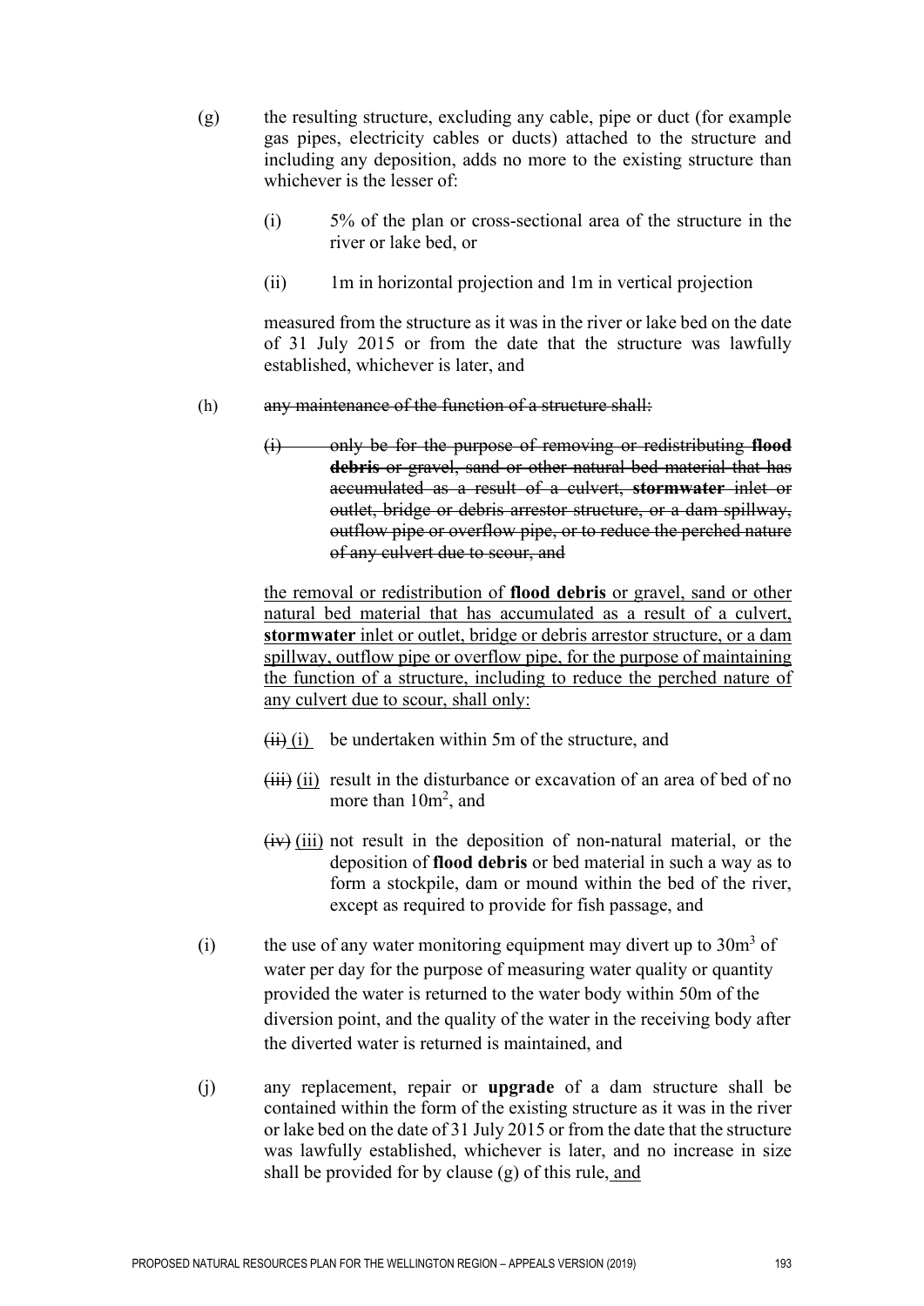(g) the resulting structure, excluding any cable, pipe or duct (for example gas pipes, electricity cables or ducts) attached to the structure and including any deposition, adds no more to the existing structure than whichever is the lesser of:

    (i) 5% of the plan or cross-sectional area of the structure in the river or lake bed, or

    (ii) 1m in horizontal projection and 1m in vertical projection

    measured from the structure as it was in the river or lake bed on the date of 31 July 2015 or from the date that the structure was lawfully established, whichever is later, and

(h) ~~any maintenance of the function of a structure shall:~~

    ~~(i) only be for the purpose of removing or redistributing **flood debris** or gravel, sand or other natural bed material that has accumulated as a result of a culvert, **stormwater** inlet or outlet, bridge or debris arrestor structure, or a dam spillway, outflow pipe or overflow pipe, or to reduce the perched nature of any culvert due to scour, and~~

    <u>the removal or redistribution of **flood debris** or gravel, sand or other natural bed material that has accumulated as a result of a culvert, **stormwater** inlet or outlet, bridge or debris arrestor structure, or a dam spillway, outflow pipe or overflow pipe, for the purpose of maintaining the function of a structure, including to reduce the perched nature of any culvert due to scour, shall only:</u>

    ~~(ii)~~ <u>(i)</u> be undertaken within 5m of the structure, and

    ~~(iii)~~ <u>(ii)</u> result in the disturbance or excavation of an area of bed of no more than $10m^2$, and

    ~~(iv)~~ <u>(iii)</u> not result in the deposition of non-natural material, or the deposition of **flood debris** or bed material in such a way as to form a stockpile, dam or mound within the bed of the river, except as required to provide for fish passage, and

(i) the use of any water monitoring equipment may divert up to $30m^3$ of water per day for the purpose of measuring water quality or quantity provided the water is returned to the water body within 50m of the diversion point, and the quality of the water in the receiving body after the diverted water is returned is maintained, and

(j) any replacement, repair or **upgrade** of a dam structure shall be contained within the form of the existing structure as it was in the river or lake bed on the date of 31 July 2015 or from the date that the structure was lawfully established, whichever is later, and no increase in size shall be provided for by clause (g) of this rule<u>, and</u>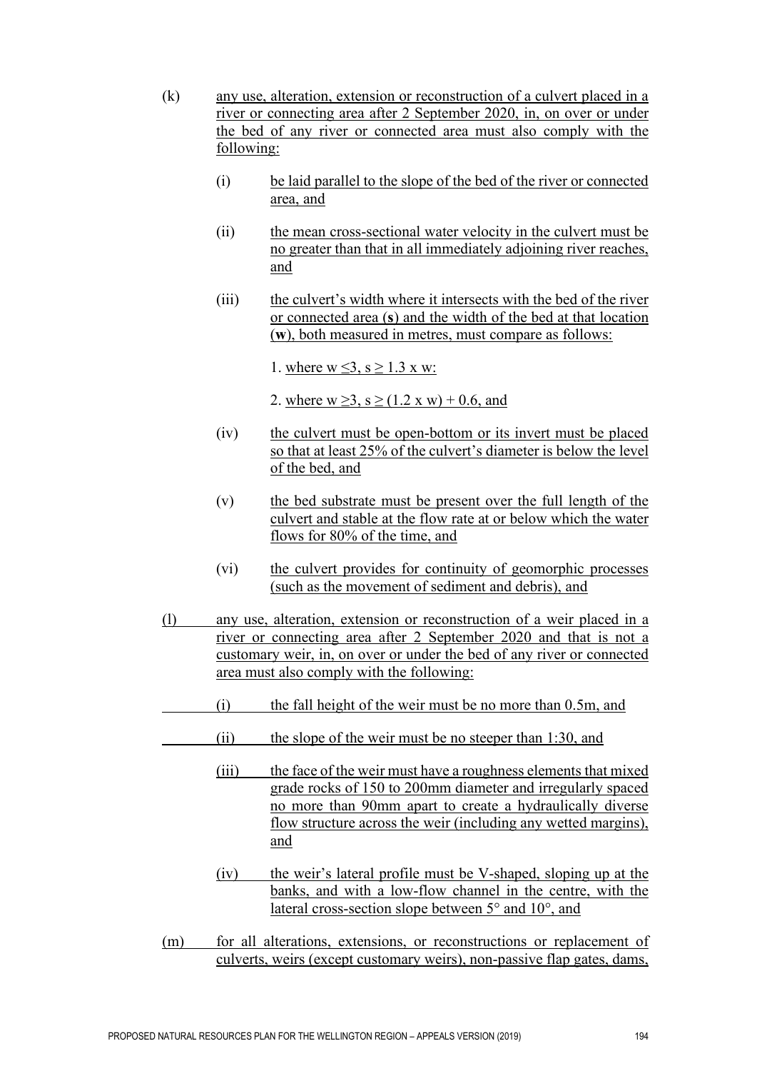(k) any use, alteration, extension or reconstruction of a culvert placed in a river or connecting area after 2 September 2020, in, on over or under the bed of any river or connected area must also comply with the following:

  (i) be laid parallel to the slope of the bed of the river or connected area, and

  (ii) the mean cross-sectional water velocity in the culvert must be no greater than that in all immediately adjoining river reaches, and

  (iii) the culvert's width where it intersects with the bed of the river or connected area (**s**) and the width of the bed at that location (**w**), both measured in metres, must compare as follows:

    1. where $w \leq 3$, $s \geq 1.3 \times w$:

    2. where $w \geq 3$, $s \geq (1.2 \times w) + 0.6$, and

  (iv) the culvert must be open-bottom or its invert must be placed so that at least 25% of the culvert's diameter is below the level of the bed, and

  (v) the bed substrate must be present over the full length of the culvert and stable at the flow rate at or below which the water flows for 80% of the time, and

  (vi) the culvert provides for continuity of geomorphic processes (such as the movement of sediment and debris), and

(l) any use, alteration, extension or reconstruction of a weir placed in a river or connecting area after 2 September 2020 and that is not a customary weir, in, on over or under the bed of any river or connected area must also comply with the following:

  (i) the fall height of the weir must be no more than 0.5m, and

  (ii) the slope of the weir must be no steeper than 1:30, and

  (iii) the face of the weir must have a roughness elements that mixed grade rocks of 150 to 200mm diameter and irregularly spaced no more than 90mm apart to create a hydraulically diverse flow structure across the weir (including any wetted margins), and

  (iv) the weir's lateral profile must be V-shaped, sloping up at the banks, and with a low-flow channel in the centre, with the lateral cross-section slope between 5° and 10°, and

(m) for all alterations, extensions, or reconstructions or replacement of culverts, weirs (except customary weirs), non-passive flap gates, dams,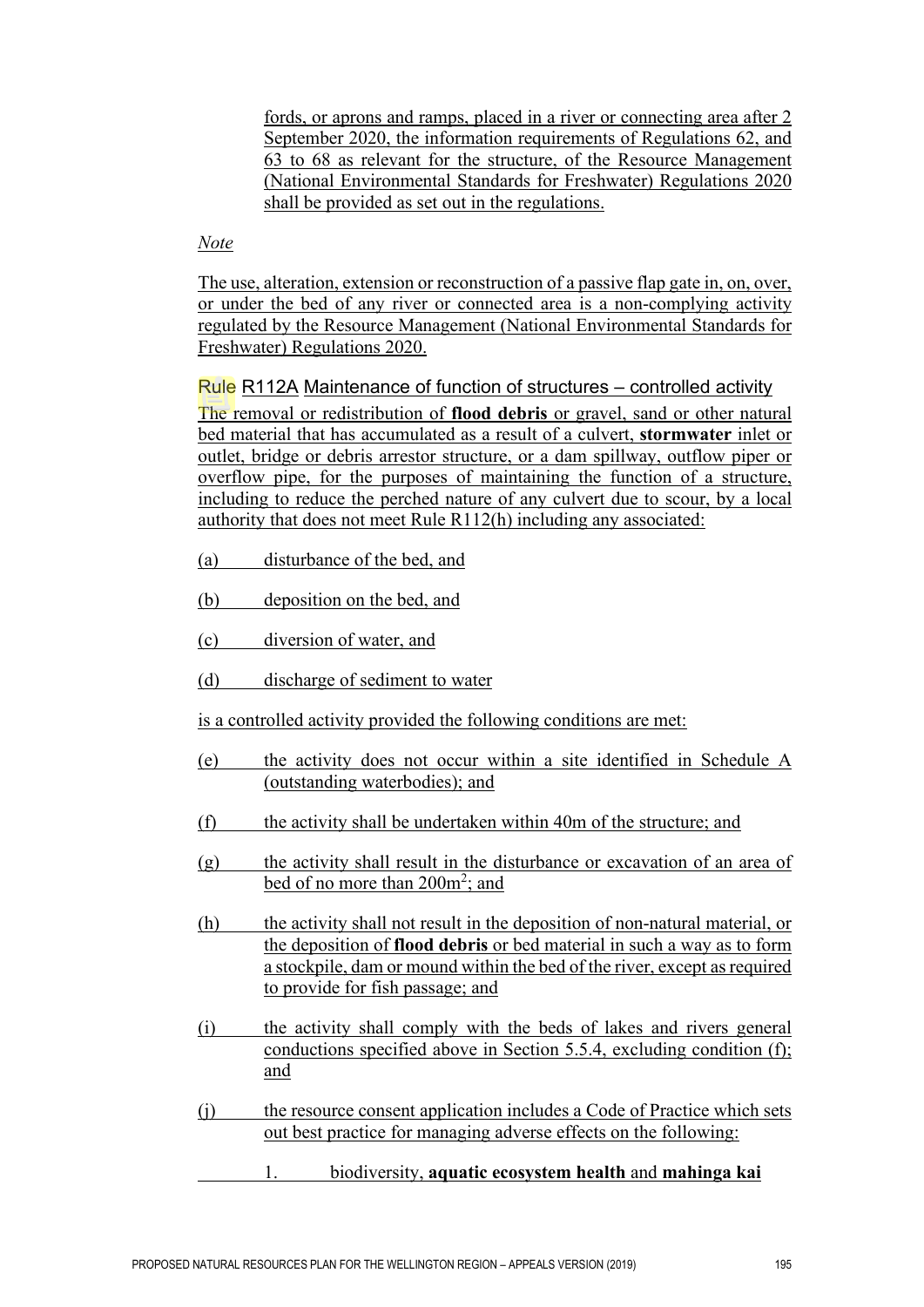fords, or aprons and ramps, placed in a river or connecting area after 2 September 2020, the information requirements of Regulations 62, and 63 to 68 as relevant for the structure, of the Resource Management (National Environmental Standards for Freshwater) Regulations 2020 shall be provided as set out in the regulations.

*Note*

The use, alteration, extension or reconstruction of a passive flap gate in, on, over, or under the bed of any river or connected area is a non-complying activity regulated by the Resource Management (National Environmental Standards for Freshwater) Regulations 2020.

### Rule R112A Maintenance of function of structures – controlled activity

The removal or redistribution of **flood debris** or gravel, sand or other natural bed material that has accumulated as a result of a culvert, **stormwater** inlet or outlet, bridge or debris arrestor structure, or a dam spillway, outflow piper or overflow pipe, for the purposes of maintaining the function of a structure, including to reduce the perched nature of any culvert due to scour, by a local authority that does not meet Rule R112(h) including any associated:

(a) disturbance of the bed, and

(b) deposition on the bed, and

(c) diversion of water, and

(d) discharge of sediment to water

is a controlled activity provided the following conditions are met:

(e) the activity does not occur within a site identified in Schedule A (outstanding waterbodies); and

(f) the activity shall be undertaken within 40m of the structure; and

(g) the activity shall result in the disturbance or excavation of an area of bed of no more than 200m$^2$; and

(h) the activity shall not result in the deposition of non-natural material, or the deposition of **flood debris** or bed material in such a way as to form a stockpile, dam or mound within the bed of the river, except as required to provide for fish passage; and

(i) the activity shall comply with the beds of lakes and rivers general conductions specified above in Section 5.5.4, excluding condition (f); and

(j) the resource consent application includes a Code of Practice which sets out best practice for managing adverse effects on the following:

1. biodiversity, **aquatic ecosystem health** and **mahinga kai**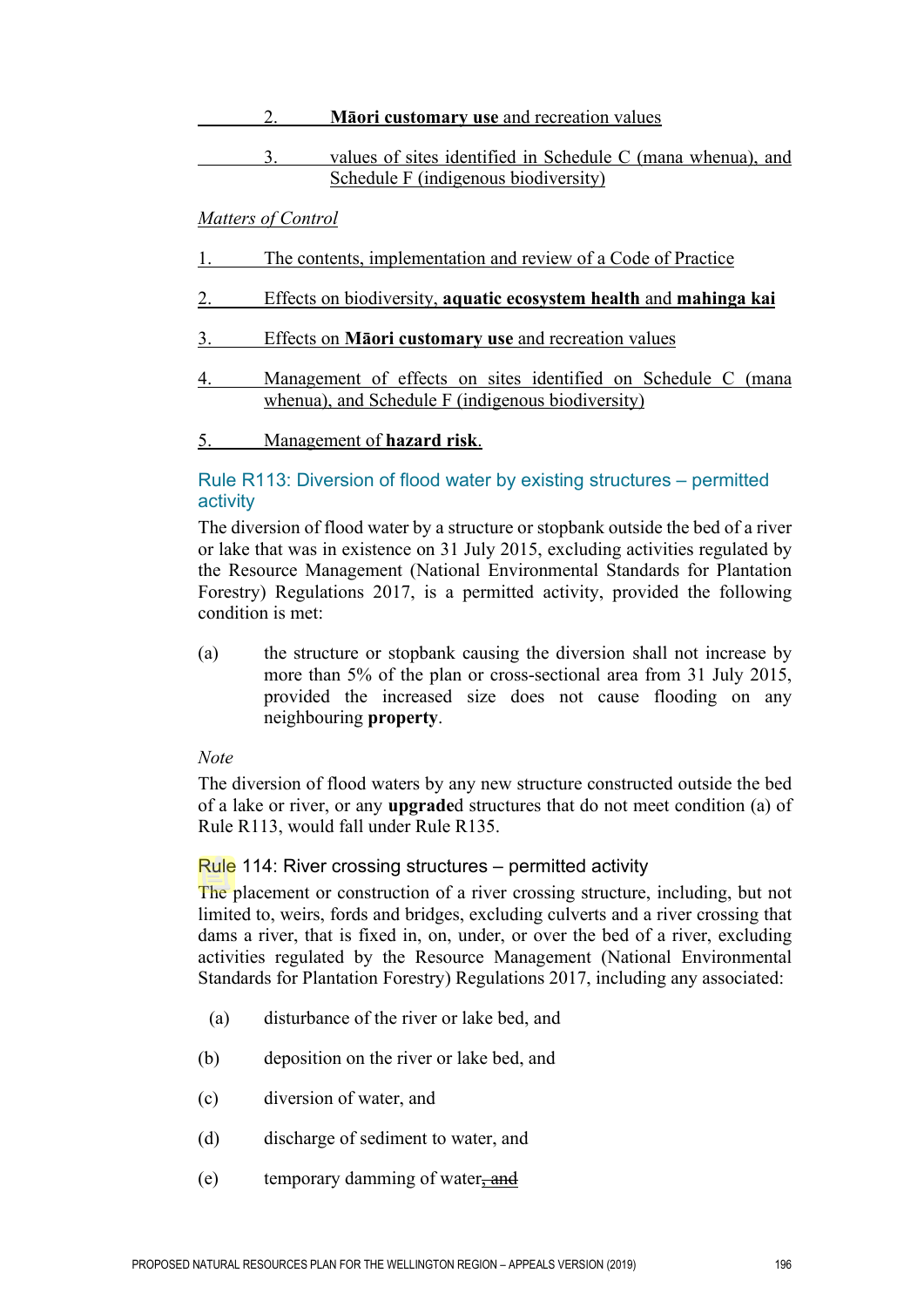2. **Māori customary use** and recreation values

3. values of sites identified in Schedule C (mana whenua), and Schedule F (indigenous biodiversity)

*Matters of Control*

1. The contents, implementation and review of a Code of Practice

2. Effects on biodiversity, **aquatic ecosystem health** and **mahinga kai**

3. Effects on **Māori customary use** and recreation values

4. Management of effects on sites identified on Schedule C (mana whenua), and Schedule F (indigenous biodiversity)

5. Management of **hazard risk**.

### Rule R113: Diversion of flood water by existing structures – permitted activity

The diversion of flood water by a structure or stopbank outside the bed of a river or lake that was in existence on 31 July 2015, excluding activities regulated by the Resource Management (National Environmental Standards for Plantation Forestry) Regulations 2017, is a permitted activity, provided the following condition is met:

(a) the structure or stopbank causing the diversion shall not increase by more than 5% of the plan or cross-sectional area from 31 July 2015, provided the increased size does not cause flooding on any neighbouring **property**.

*Note*

The diversion of flood waters by any new structure constructed outside the bed of a lake or river, or any **upgrade**d structures that do not meet condition (a) of Rule R113, would fall under Rule R135.

### Rule 114: River crossing structures – permitted activity

The placement or construction of a river crossing structure, including, but not limited to, weirs, fords and bridges, excluding culverts and a river crossing that dams a river, that is fixed in, on, under, or over the bed of a river, excluding activities regulated by the Resource Management (National Environmental Standards for Plantation Forestry) Regulations 2017, including any associated:

(a) disturbance of the river or lake bed, and

(b) deposition on the river or lake bed, and

(c) diversion of water, and

(d) discharge of sediment to water, and

(e) temporary damming of water~~, and~~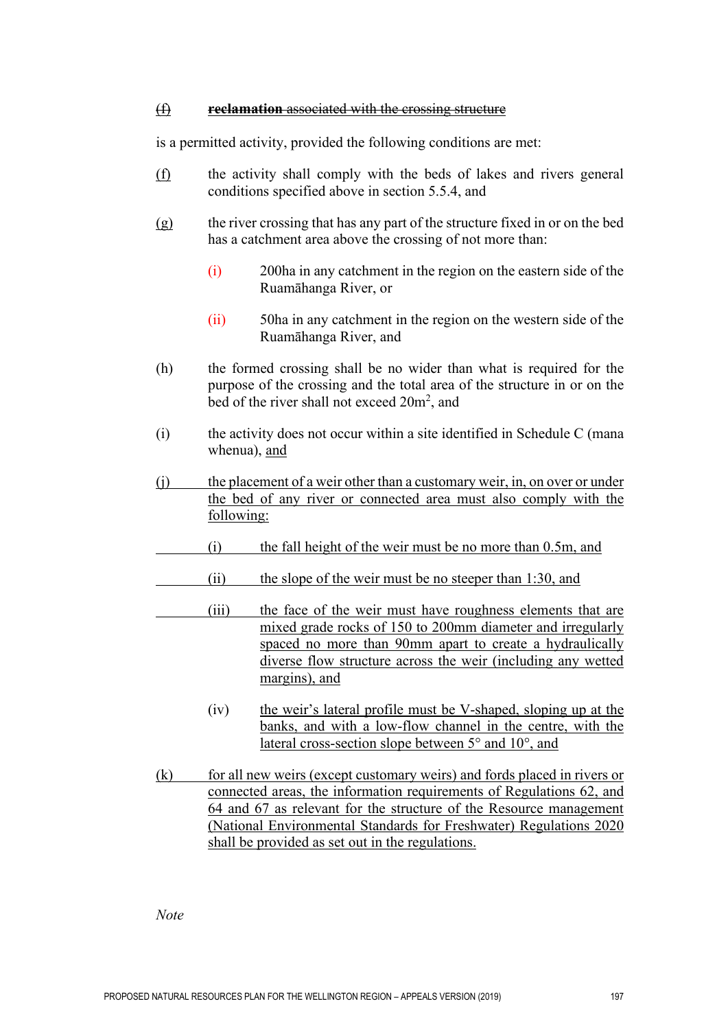~~(f)~~ ~~**reclamation** associated with the crossing structure~~

is a permitted activity, provided the following conditions are met:

(f) the activity shall comply with the beds of lakes and rivers general conditions specified above in section 5.5.4, and

(g) the river crossing that has any part of the structure fixed in or on the bed has a catchment area above the crossing of not more than:

(i) 200ha in any catchment in the region on the eastern side of the Ruamāhanga River, or

(ii) 50ha in any catchment in the region on the western side of the Ruamāhanga River, and

(h) the formed crossing shall be no wider than what is required for the purpose of the crossing and the total area of the structure in or on the bed of the river shall not exceed $20m^2$, and

(i) the activity does not occur within a site identified in Schedule C (mana whenua), and

(j) the placement of a weir other than a customary weir, in, on over or under the bed of any river or connected area must also comply with the following:

(i) the fall height of the weir must be no more than 0.5m, and

(ii) the slope of the weir must be no steeper than 1:30, and

(iii) the face of the weir must have roughness elements that are mixed grade rocks of 150 to 200mm diameter and irregularly spaced no more than 90mm apart to create a hydraulically diverse flow structure across the weir (including any wetted margins), and

(iv) the weir's lateral profile must be V-shaped, sloping up at the banks, and with a low-flow channel in the centre, with the lateral cross-section slope between 5° and 10°, and

(k) for all new weirs (except customary weirs) and fords placed in rivers or connected areas, the information requirements of Regulations 62, and 64 and 67 as relevant for the structure of the Resource management (National Environmental Standards for Freshwater) Regulations 2020 shall be provided as set out in the regulations.

*Note*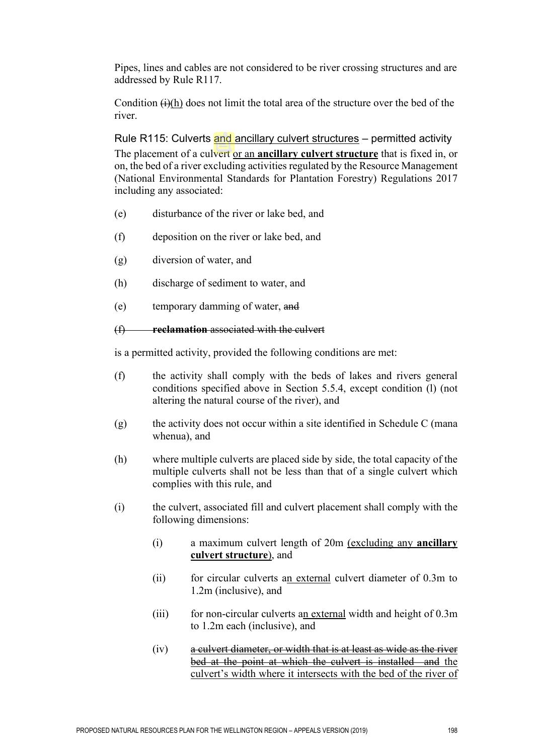Pipes, lines and cables are not considered to be river crossing structures and are addressed by Rule R117.

Condition ~~(i)~~<u>(h)</u> does not limit the total area of the structure over the bed of the river.

### Rule R115: Culverts <u>and ancillary culvert structures</u> – permitted activity

The placement of a culvert <u>or an **ancillary culvert structure**</u> that is fixed in, or on, the bed of a river excluding activities regulated by the Resource Management (National Environmental Standards for Plantation Forestry) Regulations 2017 including any associated:

(e) disturbance of the river or lake bed, and

(f) deposition on the river or lake bed, and

(g) diversion of water, and

(h) discharge of sediment to water, and

(e) temporary damming of water, ~~and~~

~~(f) **reclamation** associated with the culvert~~

is a permitted activity, provided the following conditions are met:

(f) the activity shall comply with the beds of lakes and rivers general conditions specified above in Section 5.5.4, except condition (l) (not altering the natural course of the river), and

(g) the activity does not occur within a site identified in Schedule C (mana whenua), and

(h) where multiple culverts are placed side by side, the total capacity of the multiple culverts shall not be less than that of a single culvert which complies with this rule, and

(i) the culvert, associated fill and culvert placement shall comply with the following dimensions:

- (i) a maximum culvert length of 20m <u>(excluding any **ancillary culvert structure**)</u>, and
- (ii) for circular culverts a<u>n external</u> culvert diameter of 0.3m to 1.2m (inclusive), and
- (iii) for non-circular culverts a<u>n external</u> width and height of 0.3m to 1.2m each (inclusive), and
- (iv) ~~a culvert diameter, or width that is at least as wide as the river bed at the point at which the culvert is installed and~~ <u>the culvert's width where it intersects with the bed of the river of</u>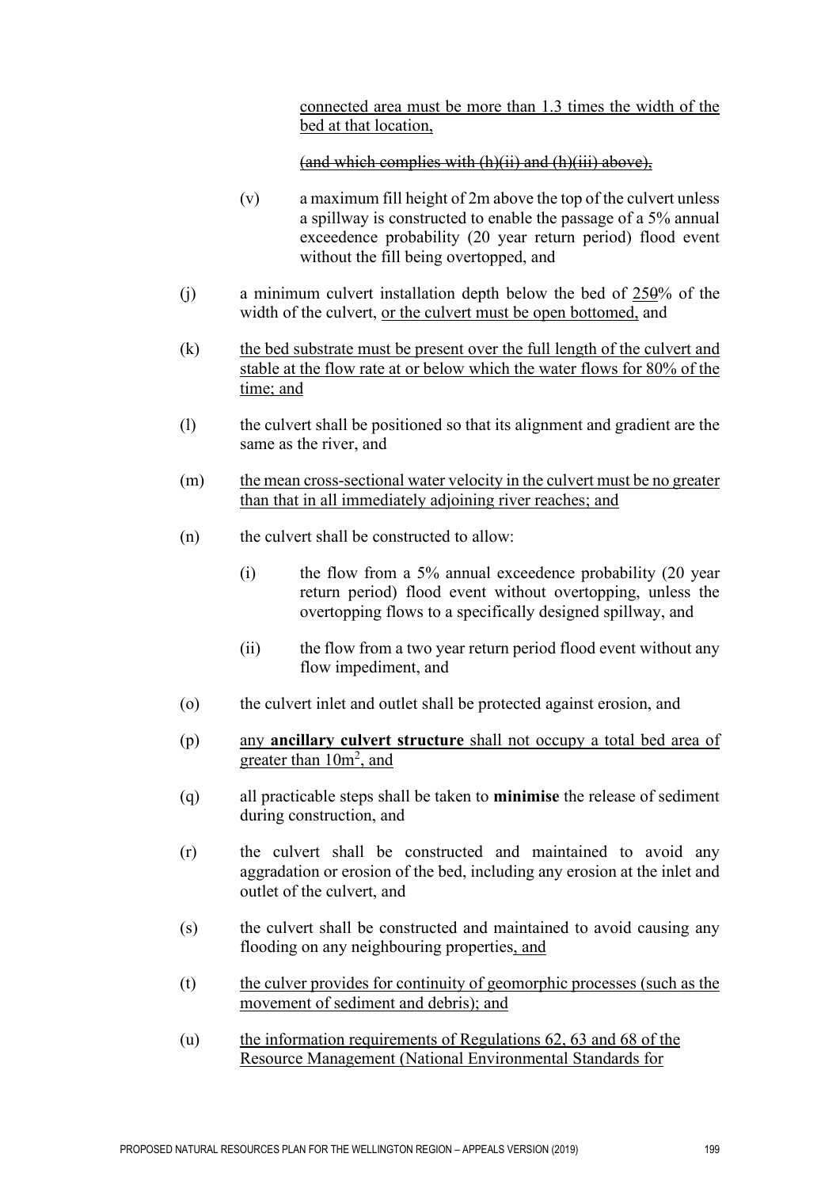connected area must be more than 1.3 times the width of the bed at that location,

~~(and which complies with (h)(ii) and (h)(iii) above),~~

(v) a maximum fill height of 2m above the top of the culvert unless a spillway is constructed to enable the passage of a 5% annual exceedence probability (20 year return period) flood event without the fill being overtopped, and

(j) a minimum culvert installation depth below the bed of 25~~0~~% of the width of the culvert, or the culvert must be open bottomed, and

(k) the bed substrate must be present over the full length of the culvert and stable at the flow rate at or below which the water flows for 80% of the time; and

(l) the culvert shall be positioned so that its alignment and gradient are the same as the river, and

(m) the mean cross-sectional water velocity in the culvert must be no greater than that in all immediately adjoining river reaches; and

(n) the culvert shall be constructed to allow:

(i) the flow from a 5% annual exceedence probability (20 year return period) flood event without overtopping, unless the overtopping flows to a specifically designed spillway, and

(ii) the flow from a two year return period flood event without any flow impediment, and

(o) the culvert inlet and outlet shall be protected against erosion, and

(p) any **ancillary culvert structure** shall not occupy a total bed area of greater than $10m^2$, and

(q) all practicable steps shall be taken to **minimise** the release of sediment during construction, and

(r) the culvert shall be constructed and maintained to avoid any aggradation or erosion of the bed, including any erosion at the inlet and outlet of the culvert, and

(s) the culvert shall be constructed and maintained to avoid causing any flooding on any neighbouring properties, and

(t) the culver provides for continuity of geomorphic processes (such as the movement of sediment and debris); and

(u) the information requirements of Regulations 62, 63 and 68 of the Resource Management (National Environmental Standards for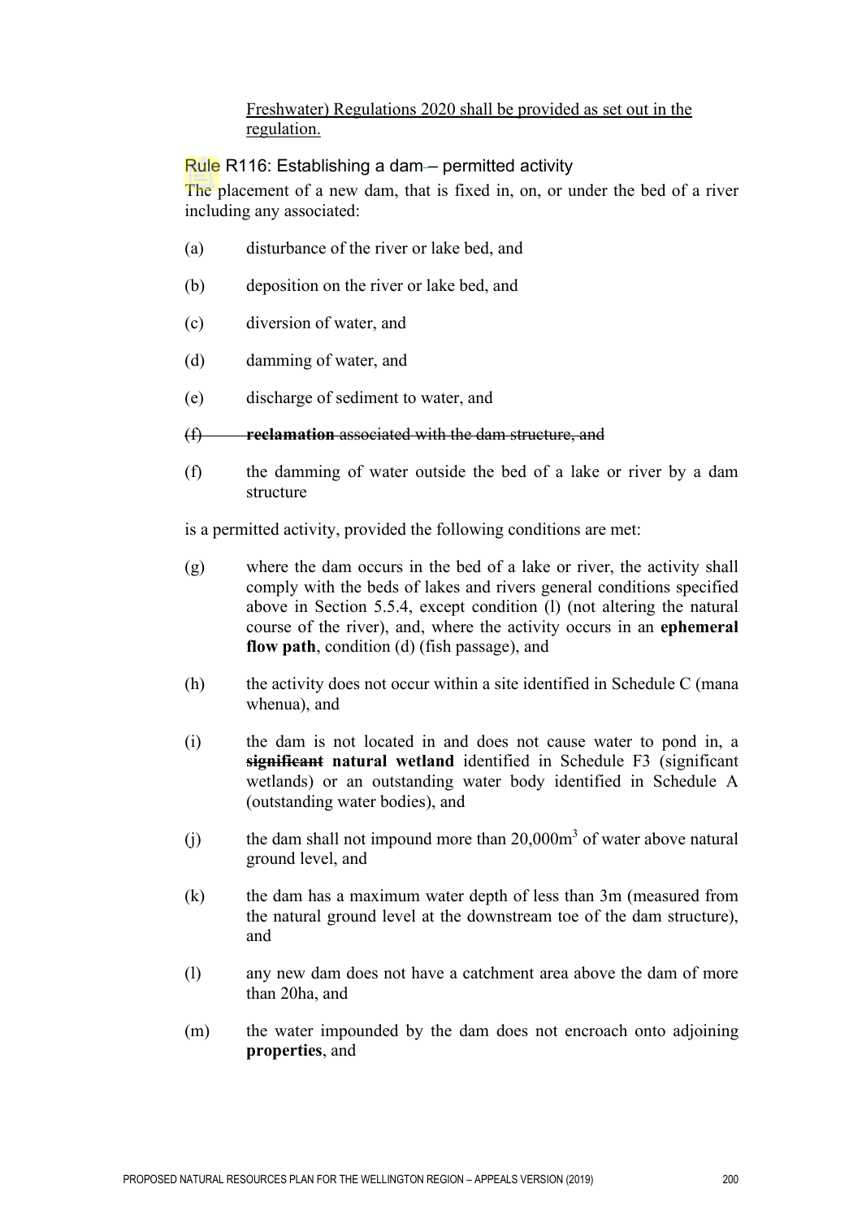Freshwater) Regulations 2020 shall be provided as set out in the regulation.

### Rule R116: Establishing a dam – permitted activity

The placement of a new dam, that is fixed in, on, or under the bed of a river including any associated:

(a) disturbance of the river or lake bed, and

(b) deposition on the river or lake bed, and

(c) diversion of water, and

(d) damming of water, and

(e) discharge of sediment to water, and

~~(f) **reclamation** associated with the dam structure, and~~

(f) the damming of water outside the bed of a lake or river by a dam structure

is a permitted activity, provided the following conditions are met:

(g) where the dam occurs in the bed of a lake or river, the activity shall comply with the beds of lakes and rivers general conditions specified above in Section 5.5.4, except condition (l) (not altering the natural course of the river), and, where the activity occurs in an **ephemeral flow path**, condition (d) (fish passage), and

(h) the activity does not occur within a site identified in Schedule C (mana whenua), and

(i) the dam is not located in and does not cause water to pond in, a ~~**significant**~~ **natural wetland** identified in Schedule F3 (significant wetlands) or an outstanding water body identified in Schedule A (outstanding water bodies), and

(j) the dam shall not impound more than 20,000m$^3$ of water above natural ground level, and

(k) the dam has a maximum water depth of less than 3m (measured from the natural ground level at the downstream toe of the dam structure), and

(l) any new dam does not have a catchment area above the dam of more than 20ha, and

(m) the water impounded by the dam does not encroach onto adjoining **properties**, and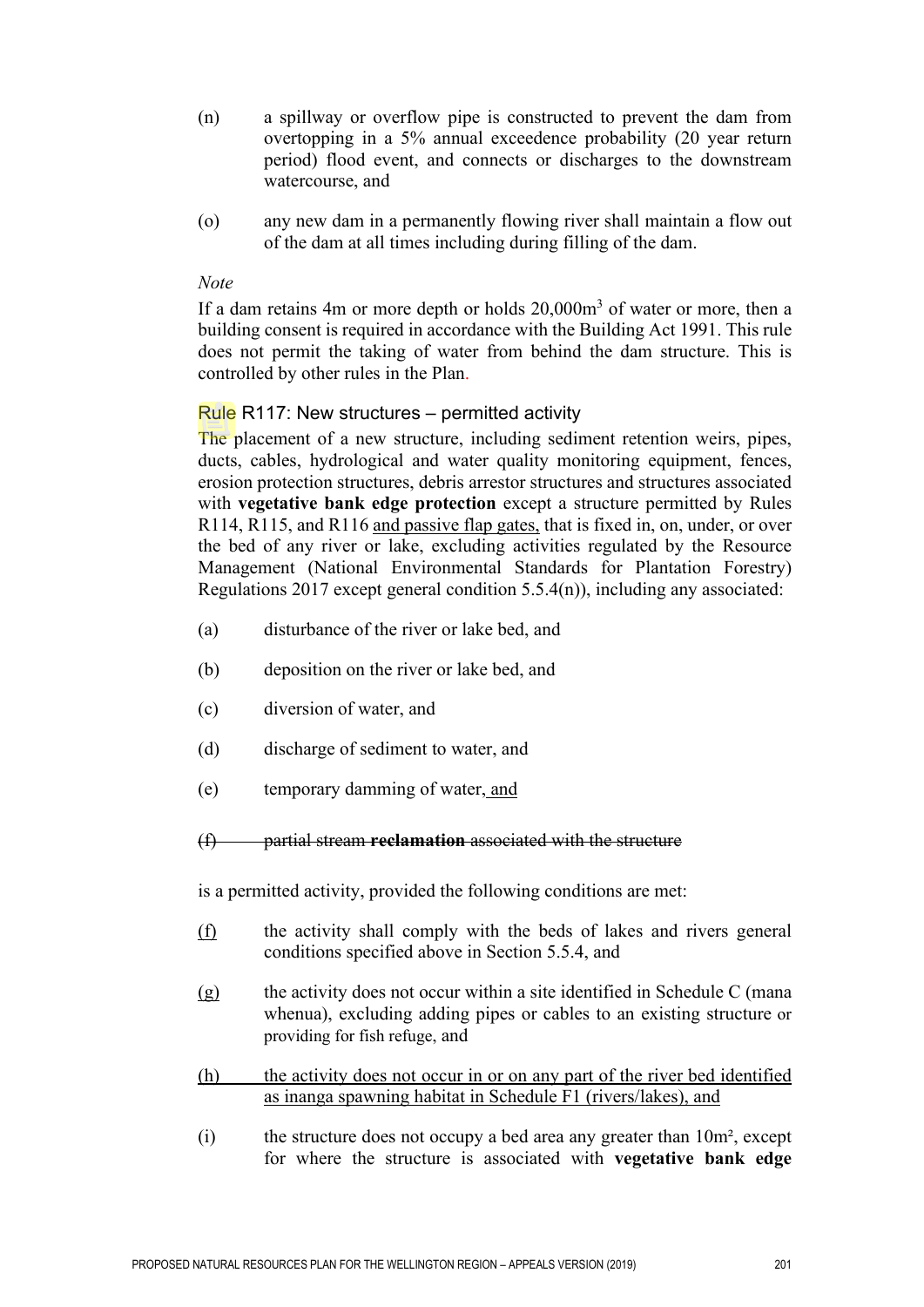(n) a spillway or overflow pipe is constructed to prevent the dam from overtopping in a 5% annual exceedence probability (20 year return period) flood event, and connects or discharges to the downstream watercourse, and

(o) any new dam in a permanently flowing river shall maintain a flow out of the dam at all times including during filling of the dam.

*Note*

If a dam retains 4m or more depth or holds 20,000m$^3$ of water or more, then a building consent is required in accordance with the Building Act 1991. This rule does not permit the taking of water from behind the dam structure. This is controlled by other rules in the Plan.

### Rule R117: New structures – permitted activity

The placement of a new structure, including sediment retention weirs, pipes, ducts, cables, hydrological and water quality monitoring equipment, fences, erosion protection structures, debris arrestor structures and structures associated with **vegetative bank edge protection** except a structure permitted by Rules R114, R115, and R116 <u>and passive flap gates,</u> that is fixed in, on, under, or over the bed of any river or lake, excluding activities regulated by the Resource Management (National Environmental Standards for Plantation Forestry) Regulations 2017 except general condition 5.5.4(n)), including any associated:

(a) disturbance of the river or lake bed, and

(b) deposition on the river or lake bed, and

(c) diversion of water, and

(d) discharge of sediment to water, and

(e) temporary damming of water<u>, and</u>

~~(f) partial stream **reclamation** associated with the structure~~

is a permitted activity, provided the following conditions are met:

<u>(f)</u> the activity shall comply with the beds of lakes and rivers general conditions specified above in Section 5.5.4, and

<u>(g)</u> the activity does not occur within a site identified in Schedule C (mana whenua), excluding adding pipes or cables to an existing structure or providing for fish refuge, and

<u>(h) the activity does not occur in or on any part of the river bed identified as inanga spawning habitat in Schedule F1 (rivers/lakes), and</u>

(i) the structure does not occupy a bed area any greater than 10m², except for where the structure is associated with **vegetative bank edge**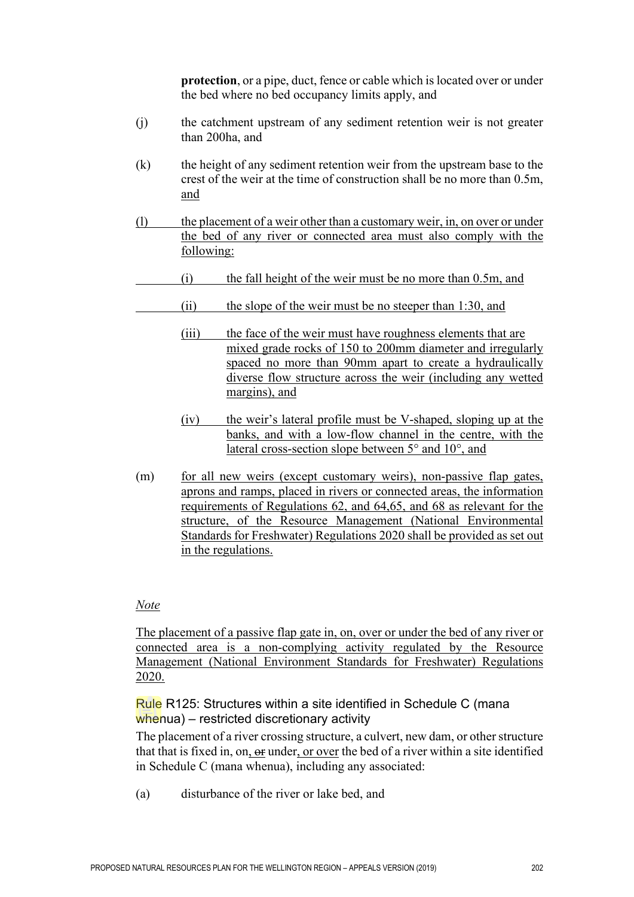**protection**, or a pipe, duct, fence or cable which is located over or under the bed where no bed occupancy limits apply, and

(j) the catchment upstream of any sediment retention weir is not greater than 200ha, and

(k) the height of any sediment retention weir from the upstream base to the crest of the weir at the time of construction shall be no more than 0.5m, and

(l) the placement of a weir other than a customary weir, in, on over or under the bed of any river or connected area must also comply with the following:

   (i) the fall height of the weir must be no more than 0.5m, and

   (ii) the slope of the weir must be no steeper than 1:30, and

   (iii) the face of the weir must have roughness elements that are mixed grade rocks of 150 to 200mm diameter and irregularly spaced no more than 90mm apart to create a hydraulically diverse flow structure across the weir (including any wetted margins), and

   (iv) the weir's lateral profile must be V-shaped, sloping up at the banks, and with a low-flow channel in the centre, with the lateral cross-section slope between 5° and 10°, and

(m) for all new weirs (except customary weirs), non-passive flap gates, aprons and ramps, placed in rivers or connected areas, the information requirements of Regulations 62, and 64,65, and 68 as relevant for the structure, of the Resource Management (National Environmental Standards for Freshwater) Regulations 2020 shall be provided as set out in the regulations.

*Note*

The placement of a passive flap gate in, on, over or under the bed of any river or connected area is a non-complying activity regulated by the Resource Management (National Environment Standards for Freshwater) Regulations 2020.

### Rule R125: Structures within a site identified in Schedule C (mana whenua) – restricted discretionary activity

The placement of a river crossing structure, a culvert, new dam, or other structure that that is fixed in, on, ~~or~~ under, or over the bed of a river within a site identified in Schedule C (mana whenua), including any associated:

(a) disturbance of the river or lake bed, and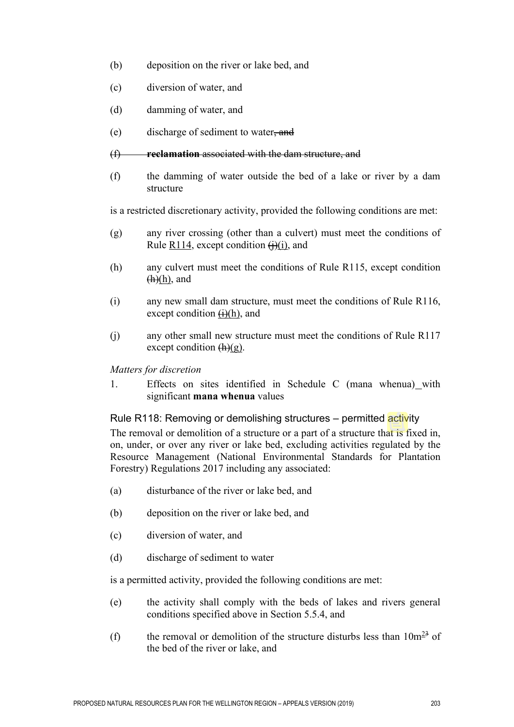(b) deposition on the river or lake bed, and

(c) diversion of water, and

(d) damming of water, and

(e) discharge of sediment to water~~, and~~

~~(f) **reclamation** associated with the dam structure, and~~

(f) the damming of water outside the bed of a lake or river by a dam structure

is a restricted discretionary activity, provided the following conditions are met:

(g) any river crossing (other than a culvert) must meet the conditions of Rule R114, except condition ~~(j)~~(i), and

(h) any culvert must meet the conditions of Rule R115, except condition ~~(h)~~(h), and

(i) any new small dam structure, must meet the conditions of Rule R116, except condition ~~(i)~~(h), and

(j) any other small new structure must meet the conditions of Rule R117 except condition ~~(h)~~(g).

*Matters for discretion*

1. Effects on sites identified in Schedule C (mana whenua) with significant **mana whenua** values

### Rule R118: Removing or demolishing structures – permitted activity

The removal or demolition of a structure or a part of a structure that is fixed in, on, under, or over any river or lake bed, excluding activities regulated by the Resource Management (National Environmental Standards for Plantation Forestry) Regulations 2017 including any associated:

(a) disturbance of the river or lake bed, and

(b) deposition on the river or lake bed, and

(c) diversion of water, and

(d) discharge of sediment to water

is a permitted activity, provided the following conditions are met:

(e) the activity shall comply with the beds of lakes and rivers general conditions specified above in Section 5.5.4, and

(f) the removal or demolition of the structure disturbs less than $10m^{2}$ ~~$^{3}$~~ of the bed of the river or lake, and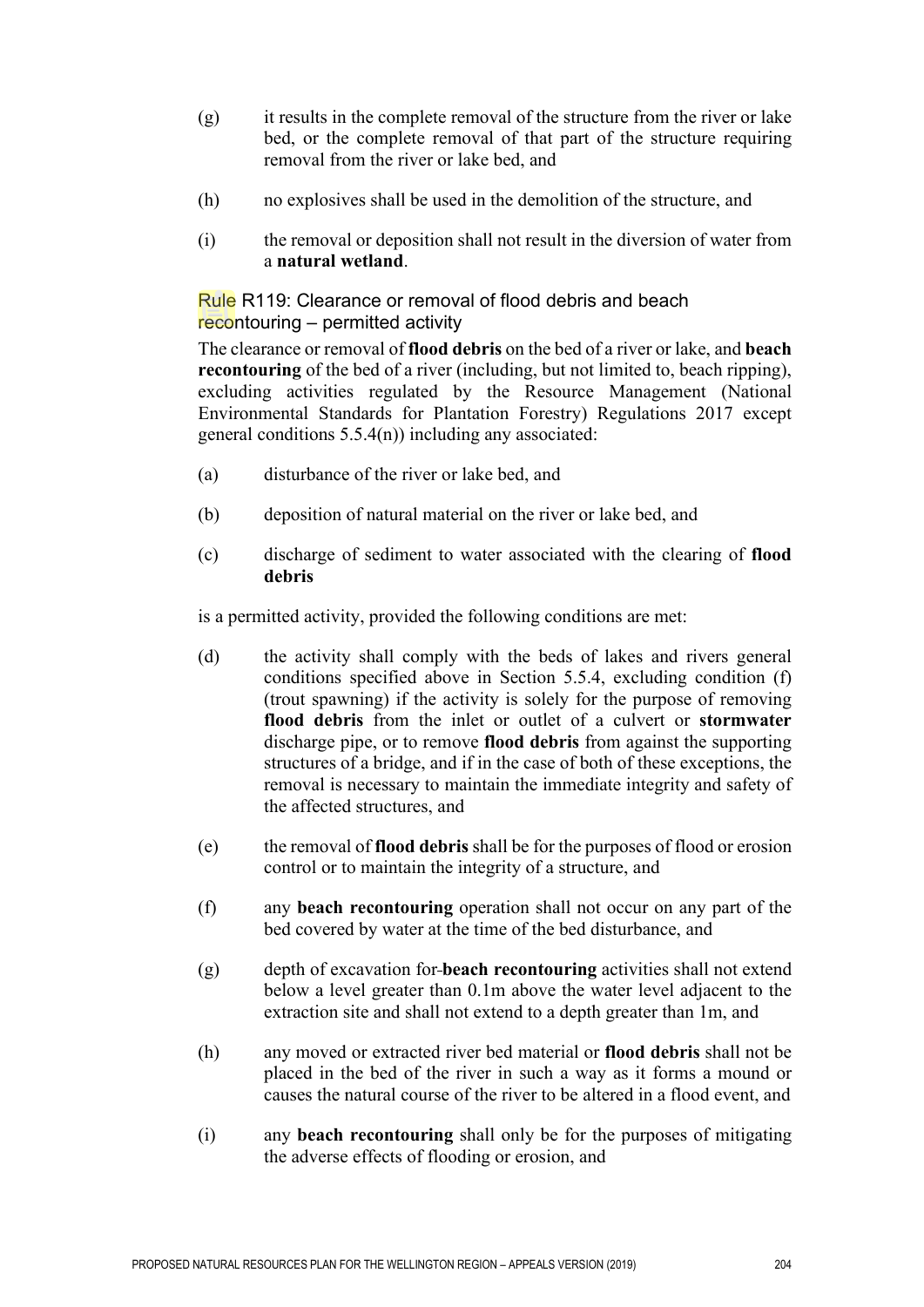(g) it results in the complete removal of the structure from the river or lake bed, or the complete removal of that part of the structure requiring removal from the river or lake bed, and

(h) no explosives shall be used in the demolition of the structure, and

(i) the removal or deposition shall not result in the diversion of water from a **natural wetland**.

### Rule R119: Clearance or removal of flood debris and beach recontouring – permitted activity

The clearance or removal of **flood debris** on the bed of a river or lake, and **beach recontouring** of the bed of a river (including, but not limited to, beach ripping), excluding activities regulated by the Resource Management (National Environmental Standards for Plantation Forestry) Regulations 2017 except general conditions 5.5.4(n)) including any associated:

(a) disturbance of the river or lake bed, and

(b) deposition of natural material on the river or lake bed, and

(c) discharge of sediment to water associated with the clearing of **flood debris**

is a permitted activity, provided the following conditions are met:

(d) the activity shall comply with the beds of lakes and rivers general conditions specified above in Section 5.5.4, excluding condition (f) (trout spawning) if the activity is solely for the purpose of removing **flood debris** from the inlet or outlet of a culvert or **stormwater** discharge pipe, or to remove **flood debris** from against the supporting structures of a bridge, and if in the case of both of these exceptions, the removal is necessary to maintain the immediate integrity and safety of the affected structures, and

(e) the removal of **flood debris** shall be for the purposes of flood or erosion control or to maintain the integrity of a structure, and

(f) any **beach recontouring** operation shall not occur on any part of the bed covered by water at the time of the bed disturbance, and

(g) depth of excavation for **beach recontouring** activities shall not extend below a level greater than 0.1m above the water level adjacent to the extraction site and shall not extend to a depth greater than 1m, and

(h) any moved or extracted river bed material or **flood debris** shall not be placed in the bed of the river in such a way as it forms a mound or causes the natural course of the river to be altered in a flood event, and

(i) any **beach recontouring** shall only be for the purposes of mitigating the adverse effects of flooding or erosion, and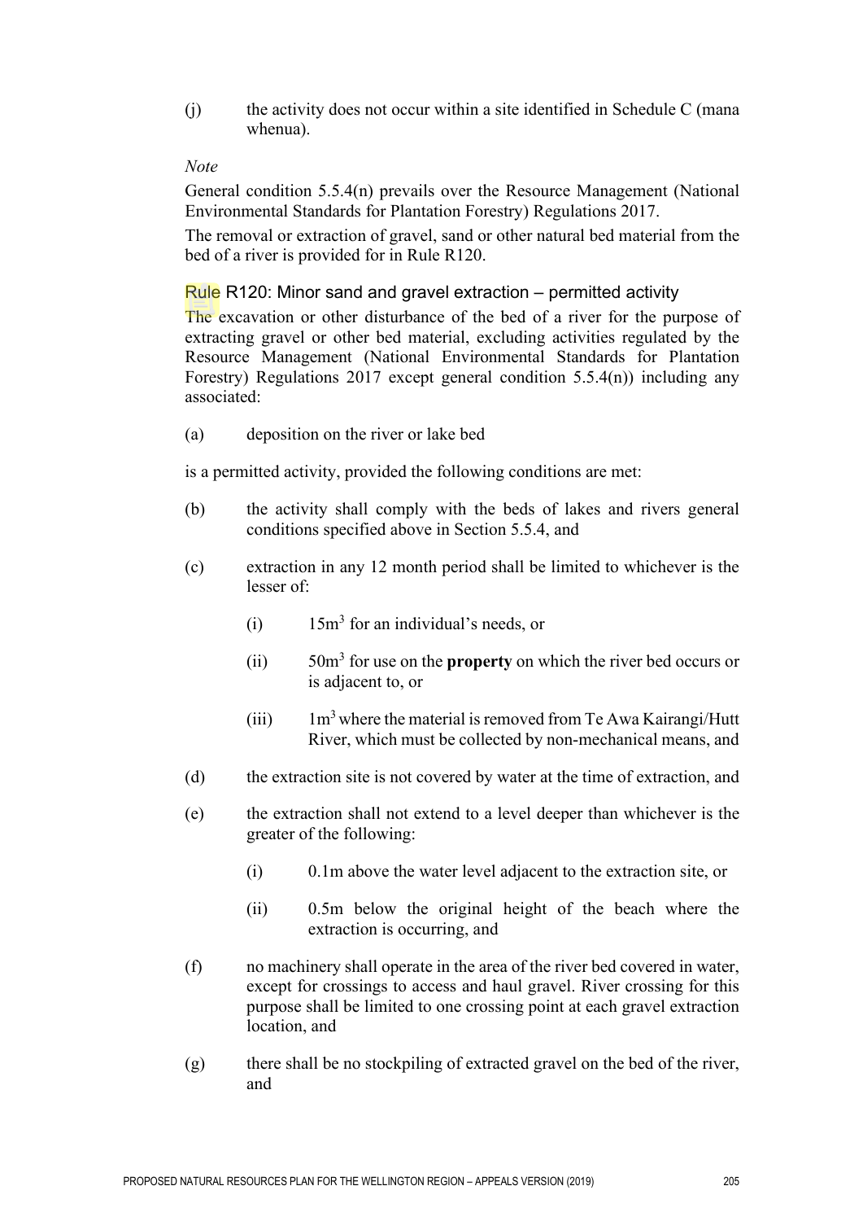(j) the activity does not occur within a site identified in Schedule C (mana whenua).

*Note*

General condition 5.5.4(n) prevails over the Resource Management (National Environmental Standards for Plantation Forestry) Regulations 2017.

The removal or extraction of gravel, sand or other natural bed material from the bed of a river is provided for in Rule R120.

### Rule R120: Minor sand and gravel extraction – permitted activity

The excavation or other disturbance of the bed of a river for the purpose of extracting gravel or other bed material, excluding activities regulated by the Resource Management (National Environmental Standards for Plantation Forestry) Regulations 2017 except general condition 5.5.4(n)) including any associated:

(a) deposition on the river or lake bed

is a permitted activity, provided the following conditions are met:

(b) the activity shall comply with the beds of lakes and rivers general conditions specified above in Section 5.5.4, and

(c) extraction in any 12 month period shall be limited to whichever is the lesser of:

  (i) $15m^3$ for an individual's needs, or

  (ii) $50m^3$ for use on the **property** on which the river bed occurs or is adjacent to, or

  (iii) $1m^3$ where the material is removed from Te Awa Kairangi/Hutt River, which must be collected by non-mechanical means, and

(d) the extraction site is not covered by water at the time of extraction, and

(e) the extraction shall not extend to a level deeper than whichever is the greater of the following:

  (i) 0.1m above the water level adjacent to the extraction site, or

  (ii) 0.5m below the original height of the beach where the extraction is occurring, and

(f) no machinery shall operate in the area of the river bed covered in water, except for crossings to access and haul gravel. River crossing for this purpose shall be limited to one crossing point at each gravel extraction location, and

(g) there shall be no stockpiling of extracted gravel on the bed of the river, and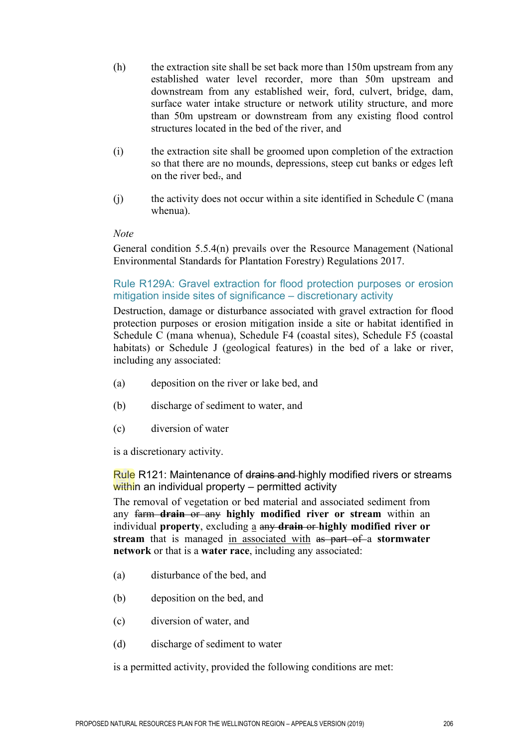(h) the extraction site shall be set back more than 150m upstream from any established water level recorder, more than 50m upstream and downstream from any established weir, ford, culvert, bridge, dam, surface water intake structure or network utility structure, and more than 50m upstream or downstream from any existing flood control structures located in the bed of the river, and

(i) the extraction site shall be groomed upon completion of the extraction so that there are no mounds, depressions, steep cut banks or edges left on the river bed~~.~~, and

(j) the activity does not occur within a site identified in Schedule C (mana whenua).

*Note*

General condition 5.5.4(n) prevails over the Resource Management (National Environmental Standards for Plantation Forestry) Regulations 2017.

### Rule R129A: Gravel extraction for flood protection purposes or erosion mitigation inside sites of significance – discretionary activity

Destruction, damage or disturbance associated with gravel extraction for flood protection purposes or erosion mitigation inside a site or habitat identified in Schedule C (mana whenua), Schedule F4 (coastal sites), Schedule F5 (coastal habitats) or Schedule J (geological features) in the bed of a lake or river, including any associated:

(a) deposition on the river or lake bed, and

(b) discharge of sediment to water, and

(c) diversion of water

is a discretionary activity.

### Rule R121: Maintenance of ~~drains and~~ highly modified rivers or streams within an individual property – permitted activity

The removal of vegetation or bed material and associated sediment from any ~~farm **drain** or any~~ **highly modified river or stream** within an individual **property**, excluding <u>a</u> ~~any **drain** or~~ **highly modified river or stream** that is managed <u>in associated with</u> ~~as part of~~ a **stormwater network** or that is a **water race**, including any associated:

(a) disturbance of the bed, and

(b) deposition on the bed, and

(c) diversion of water, and

(d) discharge of sediment to water

is a permitted activity, provided the following conditions are met: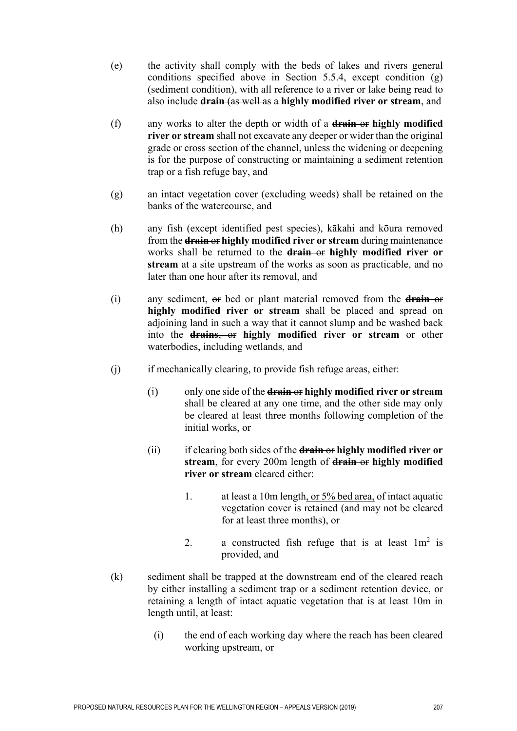(e) the activity shall comply with the beds of lakes and rivers general conditions specified above in Section 5.5.4, except condition (g) (sediment condition), with all reference to a river or lake being read to also include ~~**drain** (as well as~~ a **highly modified river or stream**, and

(f) any works to alter the depth or width of a ~~**drain** or~~ **highly modified river or stream** shall not excavate any deeper or wider than the original grade or cross section of the channel, unless the widening or deepening is for the purpose of constructing or maintaining a sediment retention trap or a fish refuge bay, and

(g) an intact vegetation cover (excluding weeds) shall be retained on the banks of the watercourse, and

(h) any fish (except identified pest species), kākahi and kōura removed from the ~~**drain** or~~ **highly modified river or stream** during maintenance works shall be returned to the ~~**drain** or~~ **highly modified river or stream** at a site upstream of the works as soon as practicable, and no later than one hour after its removal, and

(i) any sediment, ~~or~~ bed or plant material removed from the ~~**drain** or~~ **highly modified river or stream** shall be placed and spread on adjoining land in such a way that it cannot slump and be washed back into the ~~**drains**, or~~ **highly modified river or stream** or other waterbodies, including wetlands, and

(j) if mechanically clearing, to provide fish refuge areas, either:

   (i) only one side of the ~~**drain** or~~ **highly modified river or stream** shall be cleared at any one time, and the other side may only be cleared at least three months following completion of the initial works, or

   (ii) if clearing both sides of the ~~**drain** or~~ **highly modified river or stream**, for every 200m length of ~~**drain** or~~ **highly modified river or stream** cleared either:

      1. at least a 10m length<u>, or 5% bed area,</u> of intact aquatic vegetation cover is retained (and may not be cleared for at least three months), or

      2. a constructed fish refuge that is at least $1m^2$ is provided, and

(k) sediment shall be trapped at the downstream end of the cleared reach by either installing a sediment trap or a sediment retention device, or retaining a length of intact aquatic vegetation that is at least 10m in length until, at least:

   (i) the end of each working day where the reach has been cleared working upstream, or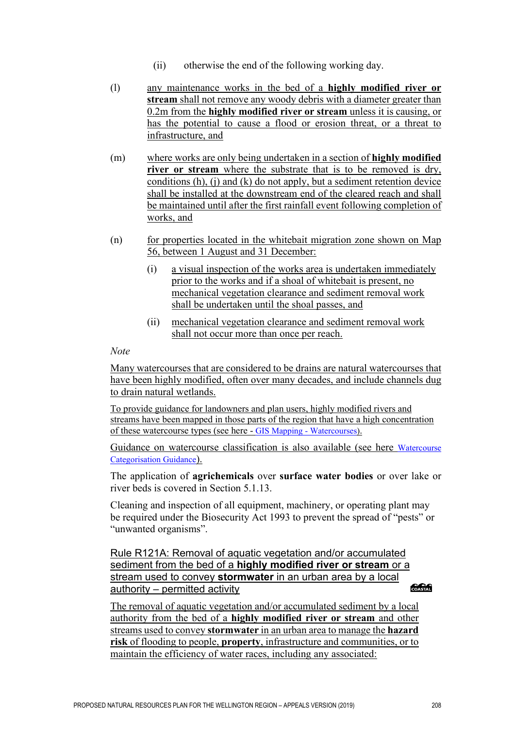(ii) otherwise the end of the following working day.

(l) any maintenance works in the bed of a **highly modified river or stream** shall not remove any woody debris with a diameter greater than 0.2m from the **highly modified river or stream** unless it is causing, or has the potential to cause a flood or erosion threat, or a threat to infrastructure, and

(m) where works are only being undertaken in a section of **highly modified river or stream** where the substrate that is to be removed is dry, conditions (h), (j) and (k) do not apply, but a sediment retention device shall be installed at the downstream end of the cleared reach and shall be maintained until after the first rainfall event following completion of works, and

(n) for properties located in the whitebait migration zone shown on Map 56, between 1 August and 31 December:

  (i) a visual inspection of the works area is undertaken immediately prior to the works and if a shoal of whitebait is present, no mechanical vegetation clearance and sediment removal work shall be undertaken until the shoal passes, and

  (ii) mechanical vegetation clearance and sediment removal work shall not occur more than once per reach.

*Note*

Many watercourses that are considered to be drains are natural watercourses that have been highly modified, often over many decades, and include channels dug to drain natural wetlands.

To provide guidance for landowners and plan users, highly modified rivers and streams have been mapped in those parts of the region that have a high concentration of these watercourse types (see here - GIS Mapping - Watercourses).

Guidance on watercourse classification is also available (see here Watercourse Categorisation Guidance).

The application of **agrichemicals** over **surface water bodies** or over lake or river beds is covered in Section 5.1.13.

Cleaning and inspection of all equipment, machinery, or operating plant may be required under the Biosecurity Act 1993 to prevent the spread of "pests" or "unwanted organisms".

### Rule R121A: Removal of aquatic vegetation and/or accumulated sediment from the bed of a **highly modified river or stream** or a stream used to convey **stormwater** in an urban area by a local authority – permitted activity

COASTAL

The removal of aquatic vegetation and/or accumulated sediment by a local authority from the bed of a **highly modified river or stream** and other streams used to convey **stormwater** in an urban area to manage the **hazard risk** of flooding to people, **property**, infrastructure and communities, or to maintain the efficiency of water races, including any associated: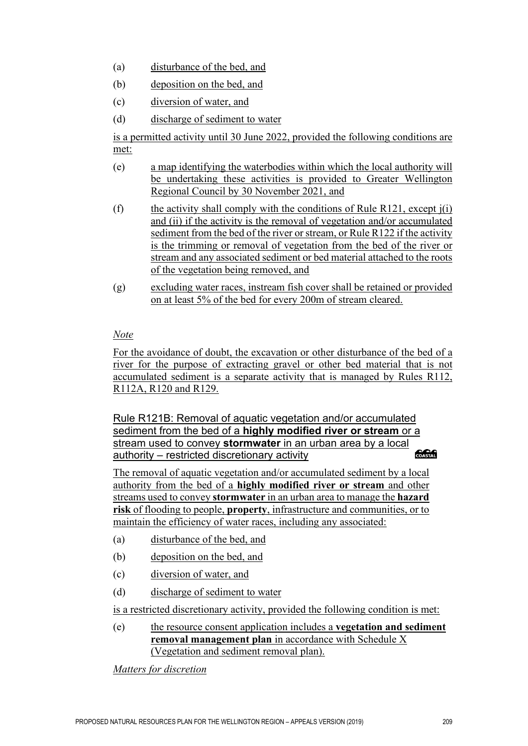(a) disturbance of the bed, and

(b) deposition on the bed, and

(c) diversion of water, and

(d) discharge of sediment to water

is a permitted activity until 30 June 2022, provided the following conditions are met:

(e) a map identifying the waterbodies within which the local authority will be undertaking these activities is provided to Greater Wellington Regional Council by 30 November 2021, and

(f) the activity shall comply with the conditions of Rule R121, except j(i) and (ii) if the activity is the removal of vegetation and/or accumulated sediment from the bed of the river or stream, or Rule R122 if the activity is the trimming or removal of vegetation from the bed of the river or stream and any associated sediment or bed material attached to the roots of the vegetation being removed, and

(g) excluding water races, instream fish cover shall be retained or provided on at least 5% of the bed for every 200m of stream cleared.

*Note*

For the avoidance of doubt, the excavation or other disturbance of the bed of a river for the purpose of extracting gravel or other bed material that is not accumulated sediment is a separate activity that is managed by Rules R112, R112A, R120 and R129.

### Rule R121B: Removal of aquatic vegetation and/or accumulated sediment from the bed of a **highly modified river or stream** or a stream used to convey **stormwater** in an urban area by a local authority – restricted discretionary activity

COASTAL

The removal of aquatic vegetation and/or accumulated sediment by a local authority from the bed of a **highly modified river or stream** and other streams used to convey **stormwater** in an urban area to manage the **hazard risk** of flooding to people, **property**, infrastructure and communities, or to maintain the efficiency of water races, including any associated:

(a) disturbance of the bed, and

(b) deposition on the bed, and

(c) diversion of water, and

(d) discharge of sediment to water

is a restricted discretionary activity, provided the following condition is met:

(e) the resource consent application includes a **vegetation and sediment removal management plan** in accordance with Schedule X (Vegetation and sediment removal plan).

*Matters for discretion*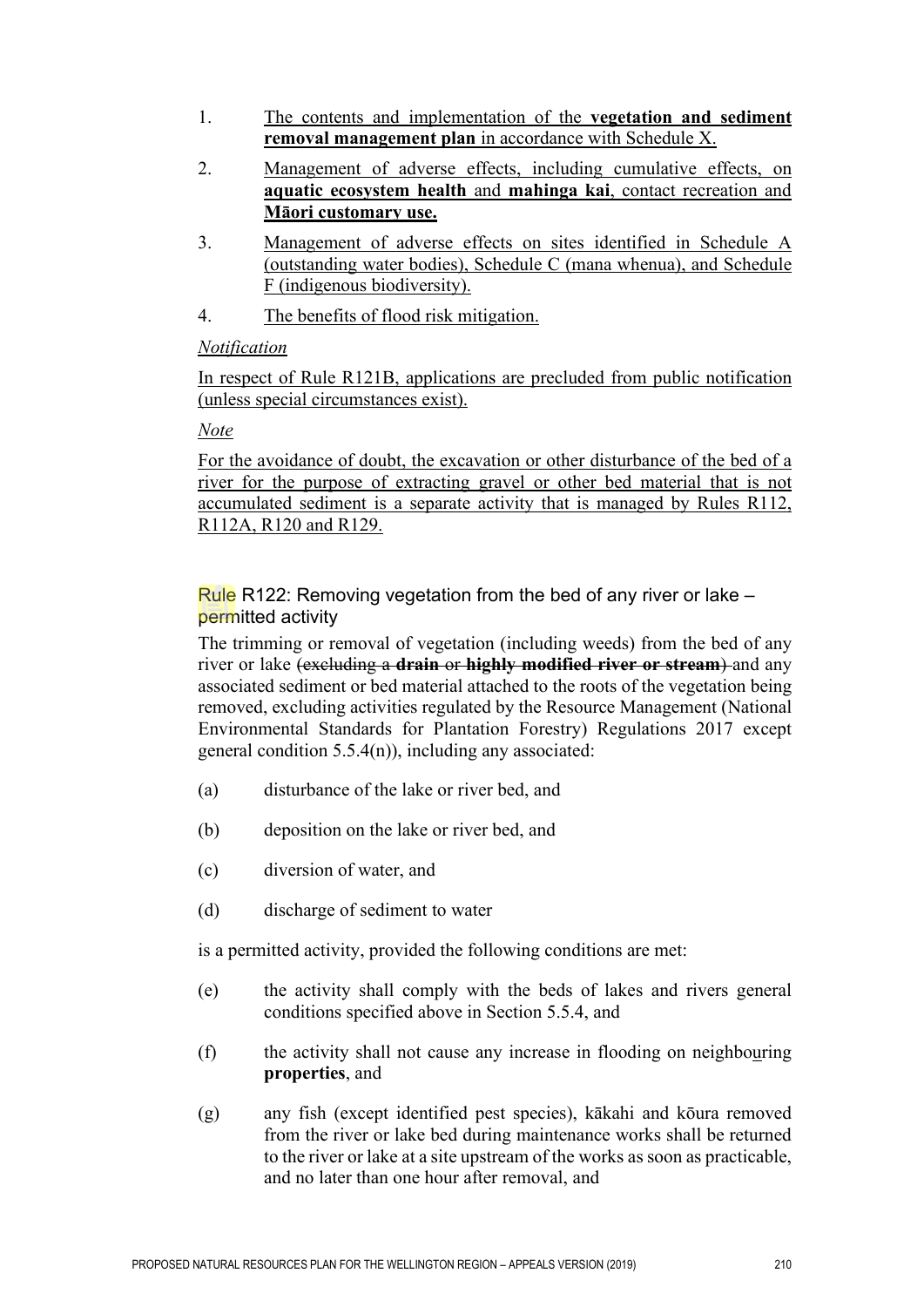1. The contents and implementation of the **vegetation and sediment removal management plan** in accordance with Schedule X.
2. Management of adverse effects, including cumulative effects, on **aquatic ecosystem health** and **mahinga kai**, contact recreation and **Māori customary use.**
3. Management of adverse effects on sites identified in Schedule A (outstanding water bodies), Schedule C (mana whenua), and Schedule F (indigenous biodiversity).
4. The benefits of flood risk mitigation.

*Notification*

In respect of Rule R121B, applications are precluded from public notification (unless special circumstances exist).

*Note*

For the avoidance of doubt, the excavation or other disturbance of the bed of a river for the purpose of extracting gravel or other bed material that is not accumulated sediment is a separate activity that is managed by Rules R112, R112A, R120 and R129.

### Rule R122: Removing vegetation from the bed of any river or lake – permitted activity

The trimming or removal of vegetation (including weeds) from the bed of any river or lake ~~(excluding a **drain** or **highly modified river or stream**)~~ and any associated sediment or bed material attached to the roots of the vegetation being removed, excluding activities regulated by the Resource Management (National Environmental Standards for Plantation Forestry) Regulations 2017 except general condition 5.5.4(n)), including any associated:

(a) disturbance of the lake or river bed, and

(b) deposition on the lake or river bed, and

(c) diversion of water, and

(d) discharge of sediment to water

is a permitted activity, provided the following conditions are met:

(e) the activity shall comply with the beds of lakes and rivers general conditions specified above in Section 5.5.4, and

(f) the activity shall not cause any increase in flooding on neighbouring **properties**, and

(g) any fish (except identified pest species), kākahi and kōura removed from the river or lake bed during maintenance works shall be returned to the river or lake at a site upstream of the works as soon as practicable, and no later than one hour after removal, and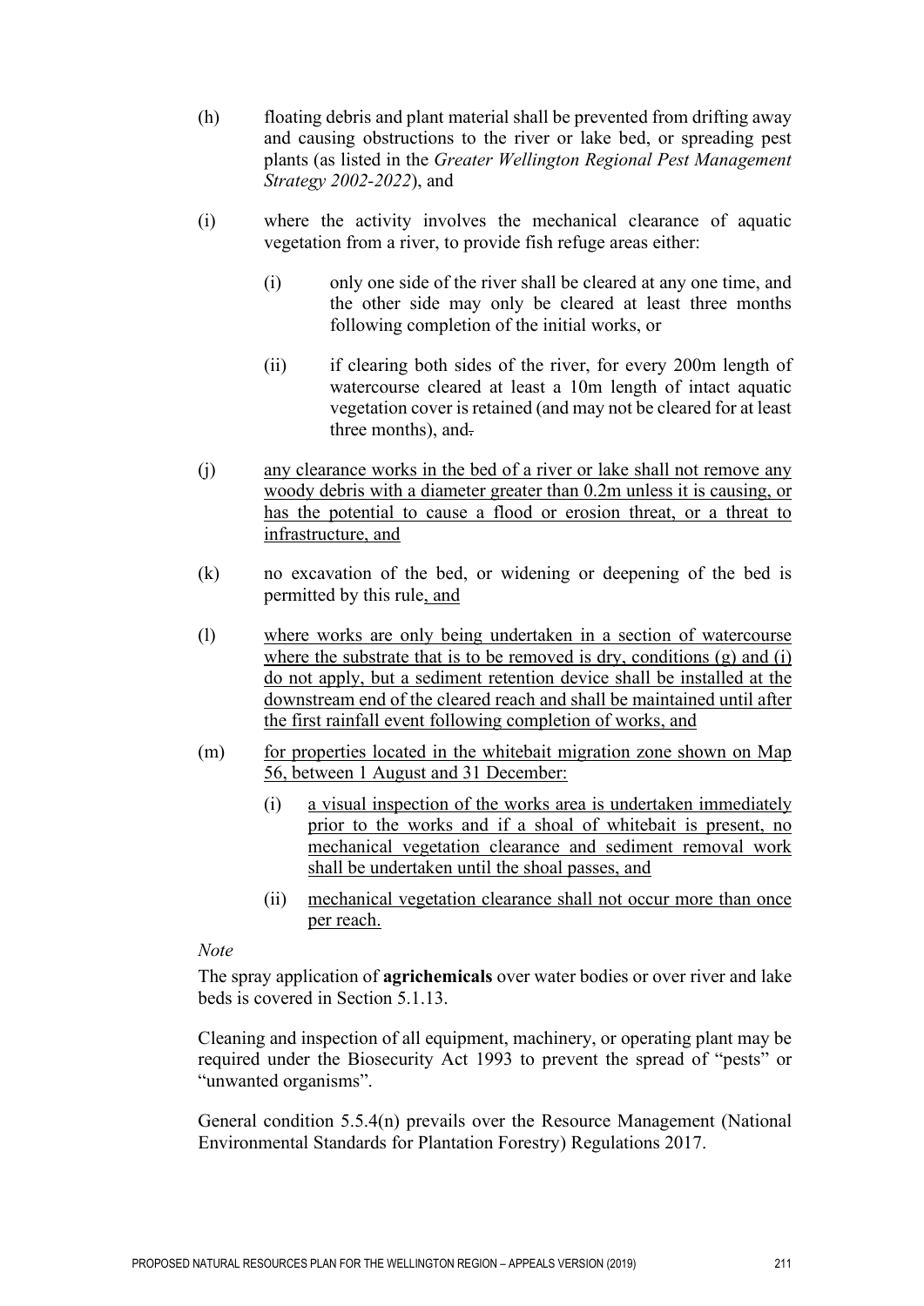(h) floating debris and plant material shall be prevented from drifting away and causing obstructions to the river or lake bed, or spreading pest plants (as listed in the *Greater Wellington Regional Pest Management Strategy 2002-2022*), and

(i) where the activity involves the mechanical clearance of aquatic vegetation from a river, to provide fish refuge areas either:

   (i) only one side of the river shall be cleared at any one time, and the other side may only be cleared at least three months following completion of the initial works, or

   (ii) if clearing both sides of the river, for every 200m length of watercourse cleared at least a 10m length of intact aquatic vegetation cover is retained (and may not be cleared for at least three months), and~~.~~

(j) <u>any clearance works in the bed of a river or lake shall not remove any woody debris with a diameter greater than 0.2m unless it is causing, or has the potential to cause a flood or erosion threat, or a threat to infrastructure, and</u>

(k) no excavation of the bed, or widening or deepening of the bed is permitted by this rule<u>, and</u>

(l) <u>where works are only being undertaken in a section of watercourse where the substrate that is to be removed is dry, conditions (g) and (i) do not apply, but a sediment retention device shall be installed at the downstream end of the cleared reach and shall be maintained until after the first rainfall event following completion of works, and</u>

(m) <u>for properties located in the whitebait migration zone shown on Map 56, between 1 August and 31 December:</u>

   (i) <u>a visual inspection of the works area is undertaken immediately prior to the works and if a shoal of whitebait is present, no mechanical vegetation clearance and sediment removal work shall be undertaken until the shoal passes, and</u>

   (ii) <u>mechanical vegetation clearance shall not occur more than once per reach.</u>

*Note*

The spray application of **agrichemicals** over water bodies or over river and lake beds is covered in Section 5.1.13.

Cleaning and inspection of all equipment, machinery, or operating plant may be required under the Biosecurity Act 1993 to prevent the spread of "pests" or "unwanted organisms".

General condition 5.5.4(n) prevails over the Resource Management (National Environmental Standards for Plantation Forestry) Regulations 2017.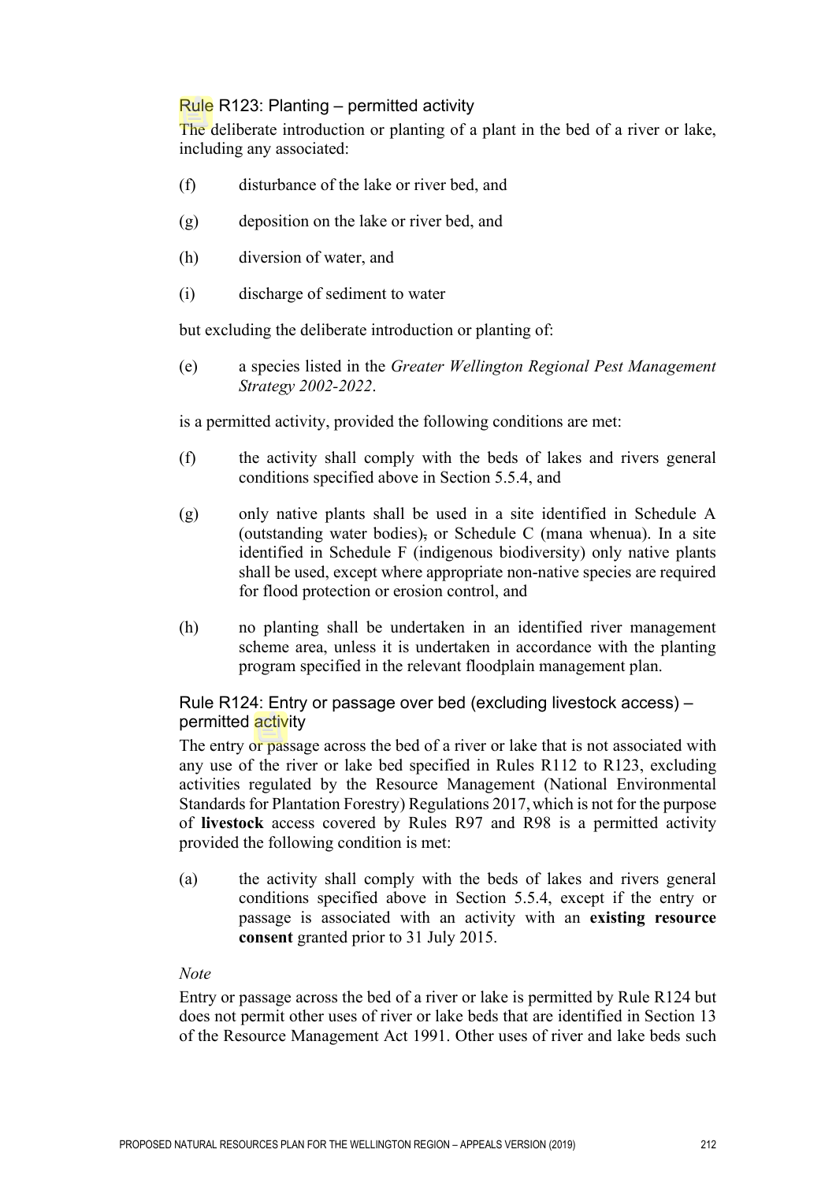### Rule R123: Planting – permitted activity

The deliberate introduction or planting of a plant in the bed of a river or lake, including any associated:

(f) disturbance of the lake or river bed, and

(g) deposition on the lake or river bed, and

(h) diversion of water, and

(i) discharge of sediment to water

but excluding the deliberate introduction or planting of:

(e) a species listed in the *Greater Wellington Regional Pest Management Strategy 2002-2022*.

is a permitted activity, provided the following conditions are met:

(f) the activity shall comply with the beds of lakes and rivers general conditions specified above in Section 5.5.4, and

(g) only native plants shall be used in a site identified in Schedule A (outstanding water bodies), or Schedule C (mana whenua). In a site identified in Schedule F (indigenous biodiversity) only native plants shall be used, except where appropriate non-native species are required for flood protection or erosion control, and

(h) no planting shall be undertaken in an identified river management scheme area, unless it is undertaken in accordance with the planting program specified in the relevant floodplain management plan.

### Rule R124: Entry or passage over bed (excluding livestock access) – permitted activity

The entry or passage across the bed of a river or lake that is not associated with any use of the river or lake bed specified in Rules R112 to R123, excluding activities regulated by the Resource Management (National Environmental Standards for Plantation Forestry) Regulations 2017, which is not for the purpose of **livestock** access covered by Rules R97 and R98 is a permitted activity provided the following condition is met:

(a) the activity shall comply with the beds of lakes and rivers general conditions specified above in Section 5.5.4, except if the entry or passage is associated with an activity with an **existing resource consent** granted prior to 31 July 2015.

*Note*

Entry or passage across the bed of a river or lake is permitted by Rule R124 but does not permit other uses of river or lake beds that are identified in Section 13 of the Resource Management Act 1991. Other uses of river and lake beds such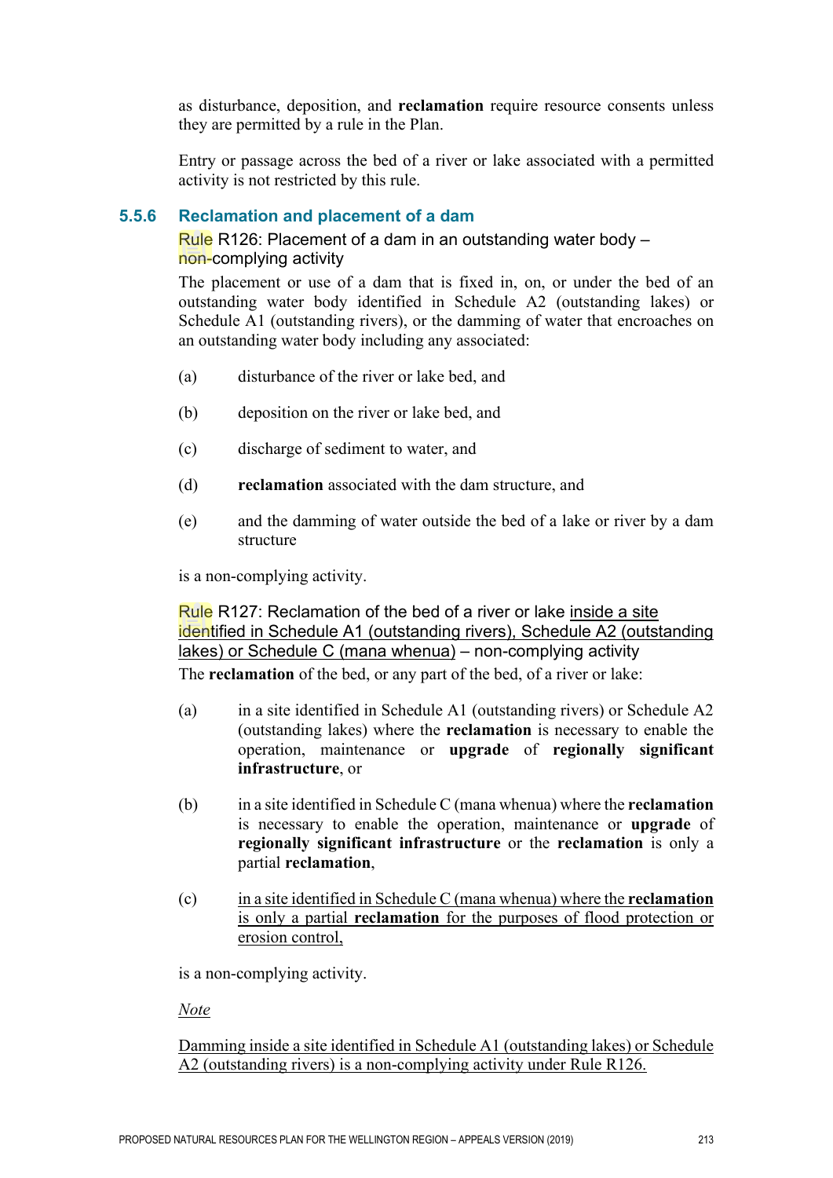as disturbance, deposition, and **reclamation** require resource consents unless they are permitted by a rule in the Plan.

Entry or passage across the bed of a river or lake associated with a permitted activity is not restricted by this rule.

### 5.5.6 Reclamation and placement of a dam

#### Rule R126: Placement of a dam in an outstanding water body – non-complying activity

The placement or use of a dam that is fixed in, on, or under the bed of an outstanding water body identified in Schedule A2 (outstanding lakes) or Schedule A1 (outstanding rivers), or the damming of water that encroaches on an outstanding water body including any associated:

(a) disturbance of the river or lake bed, and

(b) deposition on the river or lake bed, and

(c) discharge of sediment to water, and

(d) **reclamation** associated with the dam structure, and

(e) and the damming of water outside the bed of a lake or river by a dam structure

is a non-complying activity.

#### Rule R127: Reclamation of the bed of a river or lake inside a site identified in Schedule A1 (outstanding rivers), Schedule A2 (outstanding lakes) or Schedule C (mana whenua) – non-complying activity

The **reclamation** of the bed, or any part of the bed, of a river or lake:

(a) in a site identified in Schedule A1 (outstanding rivers) or Schedule A2 (outstanding lakes) where the **reclamation** is necessary to enable the operation, maintenance or **upgrade** of **regionally significant infrastructure**, or

(b) in a site identified in Schedule C (mana whenua) where the **reclamation** is necessary to enable the operation, maintenance or **upgrade** of **regionally significant infrastructure** or the **reclamation** is only a partial **reclamation**,

(c) in a site identified in Schedule C (mana whenua) where the **reclamation** is only a partial **reclamation** for the purposes of flood protection or erosion control,

is a non-complying activity.

*Note*

Damming inside a site identified in Schedule A1 (outstanding lakes) or Schedule A2 (outstanding rivers) is a non-complying activity under Rule R126.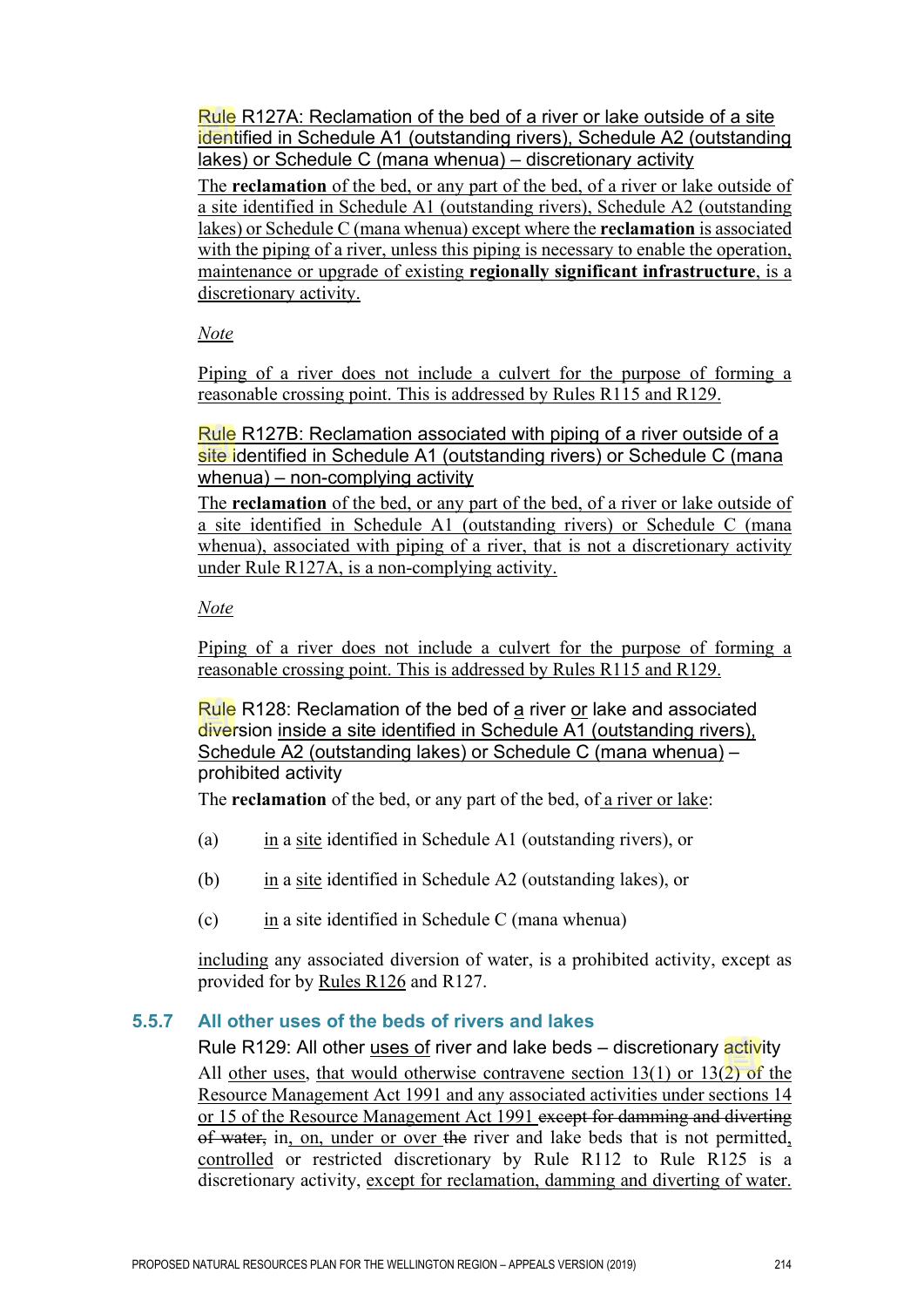Rule R127A: Reclamation of the bed of a river or lake outside of a site identified in Schedule A1 (outstanding rivers), Schedule A2 (outstanding lakes) or Schedule C (mana whenua) – discretionary activity

The **reclamation** of the bed, or any part of the bed, of a river or lake outside of a site identified in Schedule A1 (outstanding rivers), Schedule A2 (outstanding lakes) or Schedule C (mana whenua) except where the **reclamation** is associated with the piping of a river, unless this piping is necessary to enable the operation, maintenance or upgrade of existing **regionally significant infrastructure**, is a discretionary activity.

*Note*

Piping of a river does not include a culvert for the purpose of forming a reasonable crossing point. This is addressed by Rules R115 and R129.

Rule R127B: Reclamation associated with piping of a river outside of a site identified in Schedule A1 (outstanding rivers) or Schedule C (mana whenua) – non-complying activity

The **reclamation** of the bed, or any part of the bed, of a river or lake outside of a site identified in Schedule A1 (outstanding rivers) or Schedule C (mana whenua), associated with piping of a river, that is not a discretionary activity under Rule R127A, is a non-complying activity.

*Note*

Piping of a river does not include a culvert for the purpose of forming a reasonable crossing point. This is addressed by Rules R115 and R129.

Rule R128: Reclamation of the bed of a river or lake and associated diversion inside a site identified in Schedule A1 (outstanding rivers), Schedule A2 (outstanding lakes) or Schedule C (mana whenua) – prohibited activity

The **reclamation** of the bed, or any part of the bed, of a river or lake:

(a) in a site identified in Schedule A1 (outstanding rivers), or

(b) in a site identified in Schedule A2 (outstanding lakes), or

(c) in a site identified in Schedule C (mana whenua)

including any associated diversion of water, is a prohibited activity, except as provided for by Rules R126 and R127.

### 5.5.7 All other uses of the beds of rivers and lakes

Rule R129: All other uses of river and lake beds – discretionary activity

All other uses, that would otherwise contravene section 13(1) or 13(2) of the Resource Management Act 1991 and any associated activities under sections 14 or 15 of the Resource Management Act 1991 ~~except for damming and diverting of water,~~ in, on, under or over ~~the~~ river and lake beds that is not permitted, controlled or restricted discretionary by Rule R112 to Rule R125 is a discretionary activity, except for reclamation, damming and diverting of water.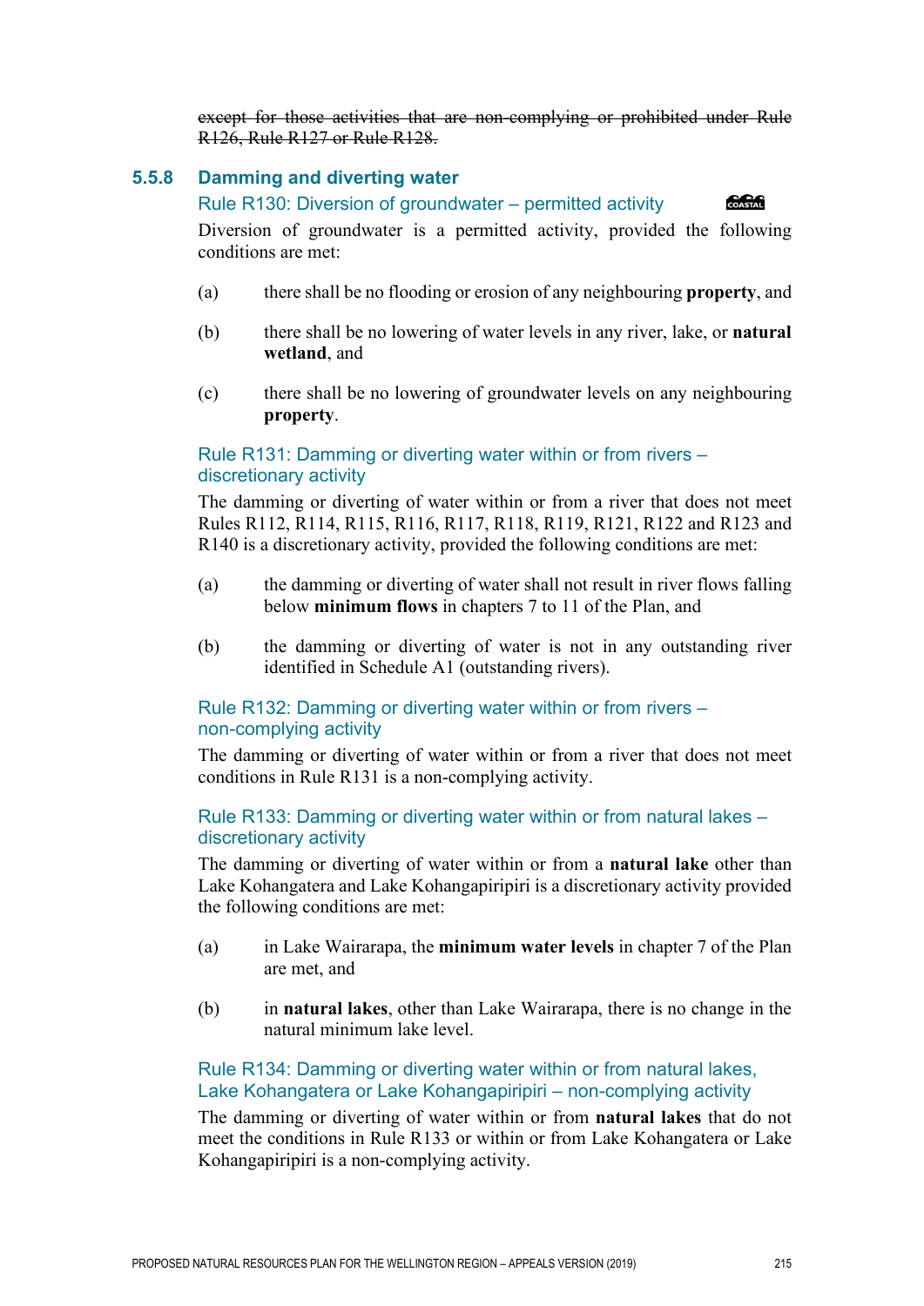~~except for those activities that are non-complying or prohibited under Rule R126, Rule R127 or Rule R128.~~

### 5.5.8 Damming and diverting water

#### Rule R130: Diversion of groundwater – permitted activity

Diversion of groundwater is a permitted activity, provided the following conditions are met:

(a) there shall be no flooding or erosion of any neighbouring **property**, and

(b) there shall be no lowering of water levels in any river, lake, or **natural wetland**, and

(c) there shall be no lowering of groundwater levels on any neighbouring **property**.

#### Rule R131: Damming or diverting water within or from rivers – discretionary activity

The damming or diverting of water within or from a river that does not meet Rules R112, R114, R115, R116, R117, R118, R119, R121, R122 and R123 and R140 is a discretionary activity, provided the following conditions are met:

(a) the damming or diverting of water shall not result in river flows falling below **minimum flows** in chapters 7 to 11 of the Plan, and

(b) the damming or diverting of water is not in any outstanding river identified in Schedule A1 (outstanding rivers).

#### Rule R132: Damming or diverting water within or from rivers – non-complying activity

The damming or diverting of water within or from a river that does not meet conditions in Rule R131 is a non-complying activity.

#### Rule R133: Damming or diverting water within or from natural lakes – discretionary activity

The damming or diverting of water within or from a **natural lake** other than Lake Kohangatera and Lake Kohangapiripiri is a discretionary activity provided the following conditions are met:

(a) in Lake Wairarapa, the **minimum water levels** in chapter 7 of the Plan are met, and

(b) in **natural lakes**, other than Lake Wairarapa, there is no change in the natural minimum lake level.

#### Rule R134: Damming or diverting water within or from natural lakes, Lake Kohangatera or Lake Kohangapiripiri – non-complying activity

The damming or diverting of water within or from **natural lakes** that do not meet the conditions in Rule R133 or within or from Lake Kohangatera or Lake Kohangapiripiri is a non-complying activity.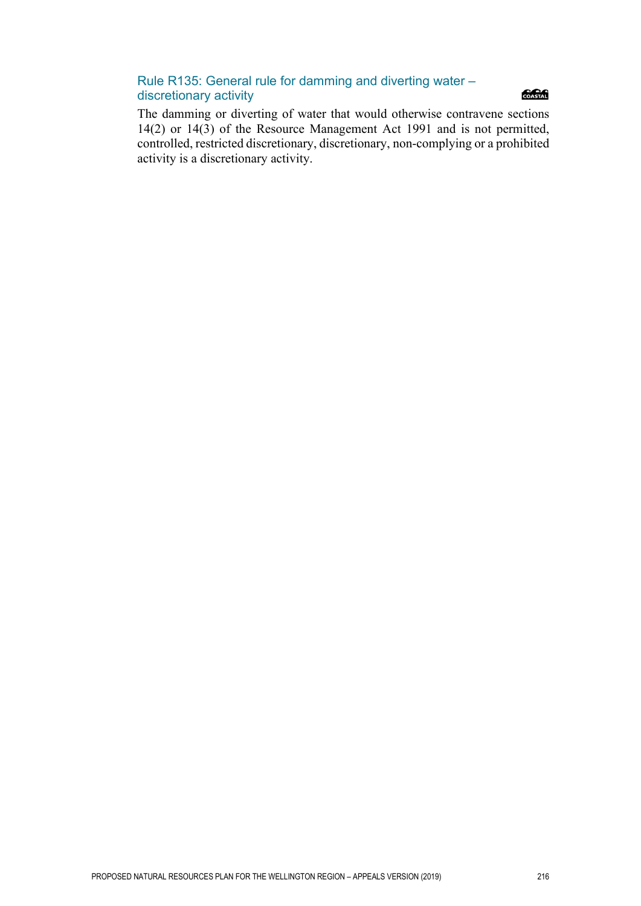### Rule R135: General rule for damming and diverting water – discretionary activity

The damming or diverting of water that would otherwise contravene sections 14(2) or 14(3) of the Resource Management Act 1991 and is not permitted, controlled, restricted discretionary, discretionary, non-complying or a prohibited activity is a discretionary activity.